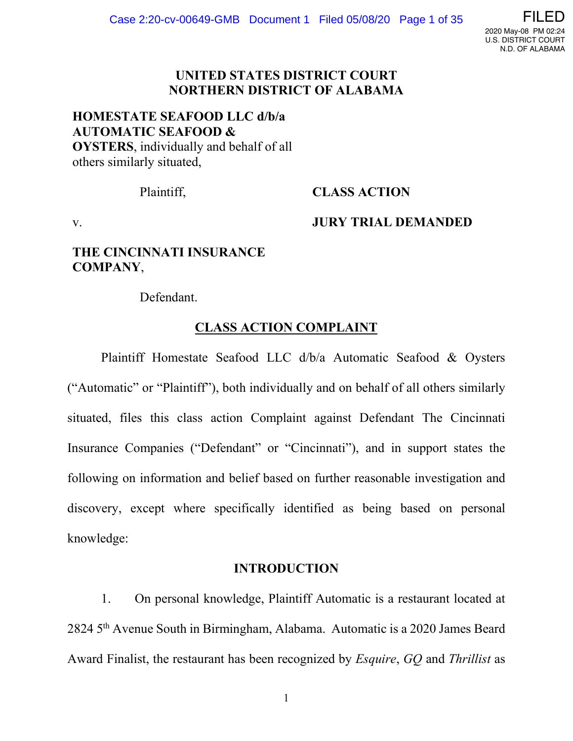# UNITED STATES DISTRICT COURT
# NORTHERN DISTRICT OF ALABAMA

**HOMESTATE SEAFOOD LLC d/b/a AUTOMATIC SEAFOOD & OYSTERS**, individually and behalf of all others similarly situated,

Plaintiff,

v.

**THE CINCINNATI INSURANCE COMPANY**,

Defendant.

**CLASS ACTION**

**JURY TRIAL DEMANDED**

## CLASS ACTION COMPLAINT

Plaintiff Homestate Seafood LLC d/b/a Automatic Seafood & Oysters ("Automatic" or "Plaintiff"), both individually and on behalf of all others similarly situated, files this class action Complaint against Defendant The Cincinnati Insurance Companies ("Defendant" or "Cincinnati"), and in support states the following on information and belief based on further reasonable investigation and discovery, except where specifically identified as being based on personal knowledge:

## INTRODUCTION

1. On personal knowledge, Plaintiff Automatic is a restaurant located at 2824 5th Avenue South in Birmingham, Alabama. Automatic is a 2020 James Beard Award Finalist, the restaurant has been recognized by *Esquire*, *GQ* and *Thrillist* as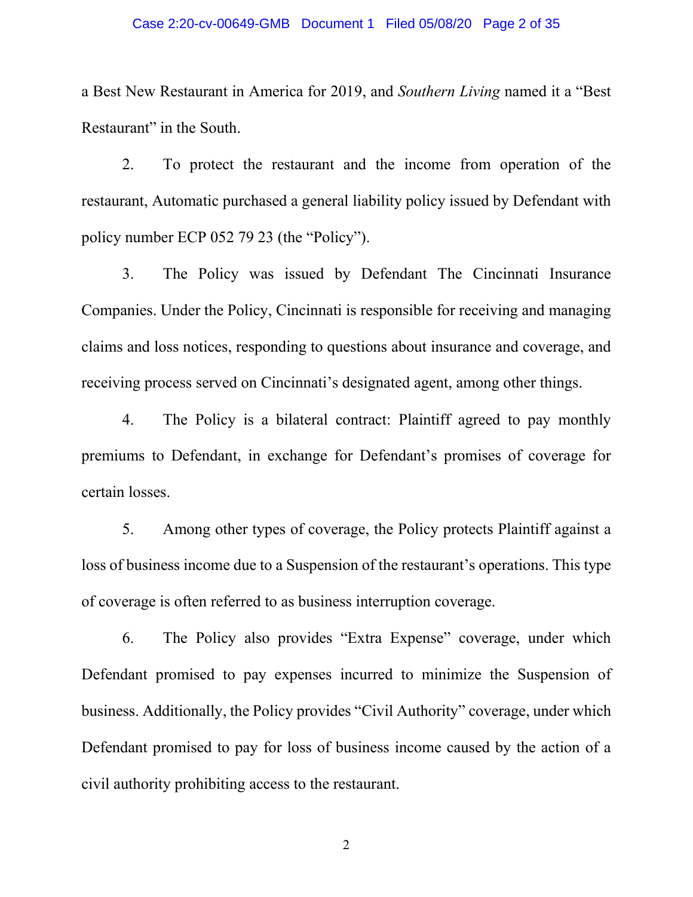a Best New Restaurant in America for 2019, and *Southern Living* named it a "Best Restaurant" in the South.

2. To protect the restaurant and the income from operation of the restaurant, Automatic purchased a general liability policy issued by Defendant with policy number ECP 052 79 23 (the "Policy").

3. The Policy was issued by Defendant The Cincinnati Insurance Companies. Under the Policy, Cincinnati is responsible for receiving and managing claims and loss notices, responding to questions about insurance and coverage, and receiving process served on Cincinnati's designated agent, among other things.

4. The Policy is a bilateral contract: Plaintiff agreed to pay monthly premiums to Defendant, in exchange for Defendant's promises of coverage for certain losses.

5. Among other types of coverage, the Policy protects Plaintiff against a loss of business income due to a Suspension of the restaurant's operations. This type of coverage is often referred to as business interruption coverage.

6. The Policy also provides "Extra Expense" coverage, under which Defendant promised to pay expenses incurred to minimize the Suspension of business. Additionally, the Policy provides "Civil Authority" coverage, under which Defendant promised to pay for loss of business income caused by the action of a civil authority prohibiting access to the restaurant.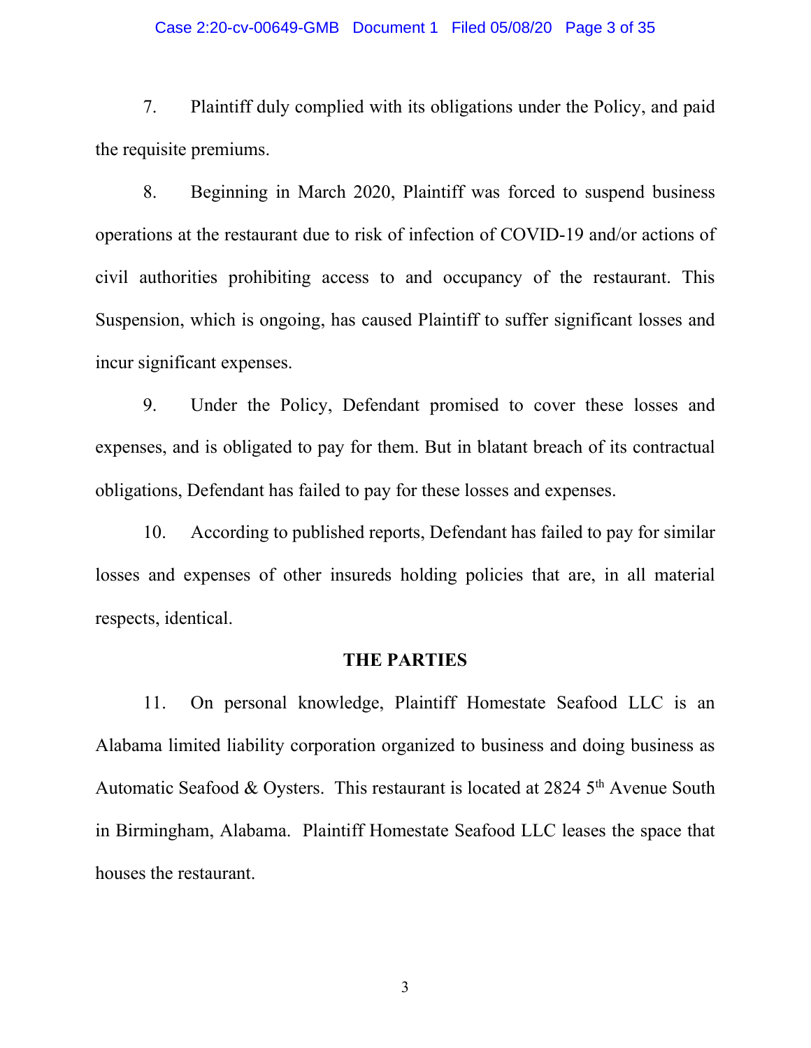7. Plaintiff duly complied with its obligations under the Policy, and paid the requisite premiums.

8. Beginning in March 2020, Plaintiff was forced to suspend business operations at the restaurant due to risk of infection of COVID-19 and/or actions of civil authorities prohibiting access to and occupancy of the restaurant. This Suspension, which is ongoing, has caused Plaintiff to suffer significant losses and incur significant expenses.

9. Under the Policy, Defendant promised to cover these losses and expenses, and is obligated to pay for them. But in blatant breach of its contractual obligations, Defendant has failed to pay for these losses and expenses.

10. According to published reports, Defendant has failed to pay for similar losses and expenses of other insureds holding policies that are, in all material respects, identical.

## THE PARTIES

11. On personal knowledge, Plaintiff Homestate Seafood LLC is an Alabama limited liability corporation organized to business and doing business as Automatic Seafood & Oysters. This restaurant is located at 2824 5th Avenue South in Birmingham, Alabama. Plaintiff Homestate Seafood LLC leases the space that houses the restaurant.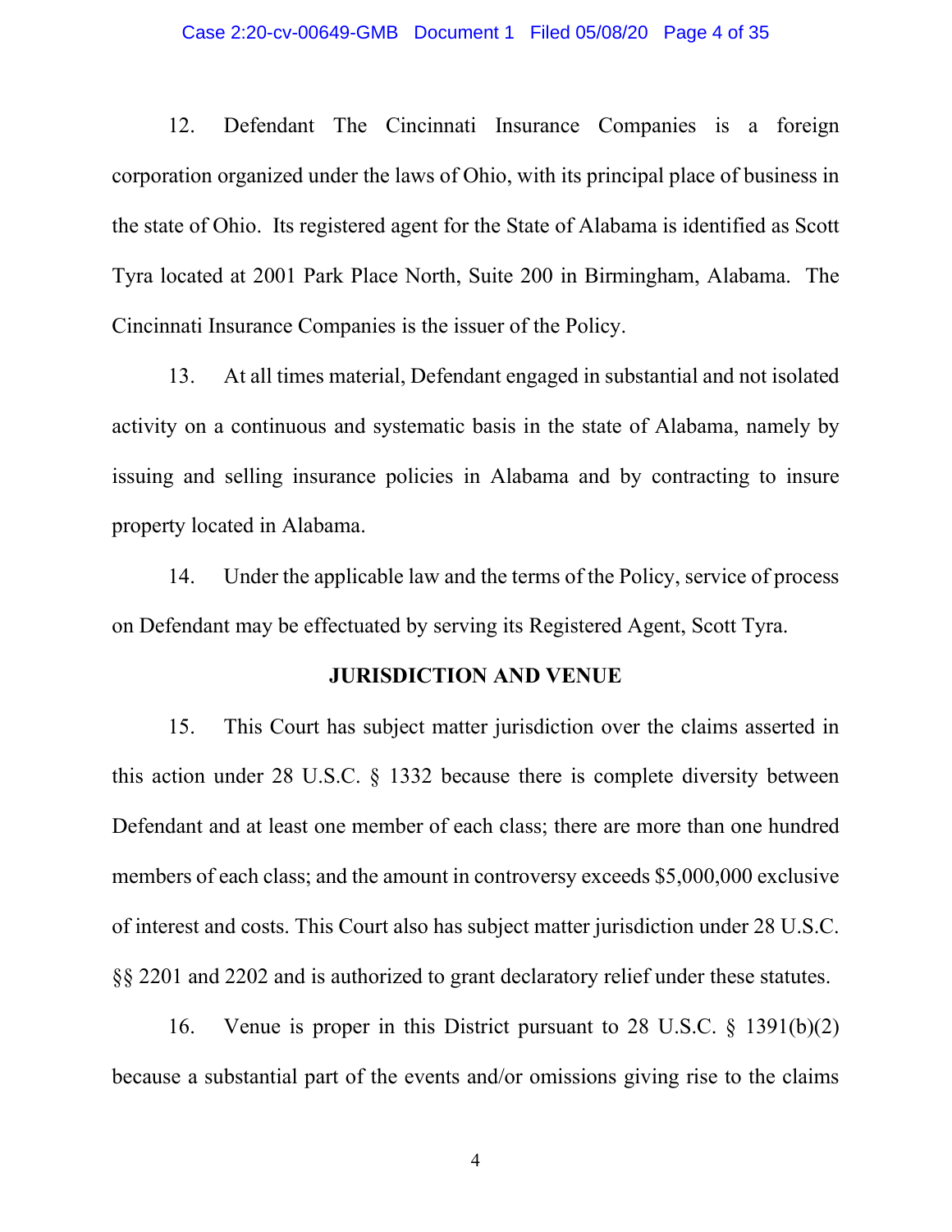12. Defendant The Cincinnati Insurance Companies is a foreign corporation organized under the laws of Ohio, with its principal place of business in the state of Ohio. Its registered agent for the State of Alabama is identified as Scott Tyra located at 2001 Park Place North, Suite 200 in Birmingham, Alabama. The Cincinnati Insurance Companies is the issuer of the Policy.

13. At all times material, Defendant engaged in substantial and not isolated activity on a continuous and systematic basis in the state of Alabama, namely by issuing and selling insurance policies in Alabama and by contracting to insure property located in Alabama.

14. Under the applicable law and the terms of the Policy, service of process on Defendant may be effectuated by serving its Registered Agent, Scott Tyra.

**JURISDICTION AND VENUE**

15. This Court has subject matter jurisdiction over the claims asserted in this action under 28 U.S.C. § 1332 because there is complete diversity between Defendant and at least one member of each class; there are more than one hundred members of each class; and the amount in controversy exceeds $5,000,000 exclusive of interest and costs. This Court also has subject matter jurisdiction under 28 U.S.C. §§ 2201 and 2202 and is authorized to grant declaratory relief under these statutes.

16. Venue is proper in this District pursuant to 28 U.S.C. § 1391(b)(2) because a substantial part of the events and/or omissions giving rise to the claims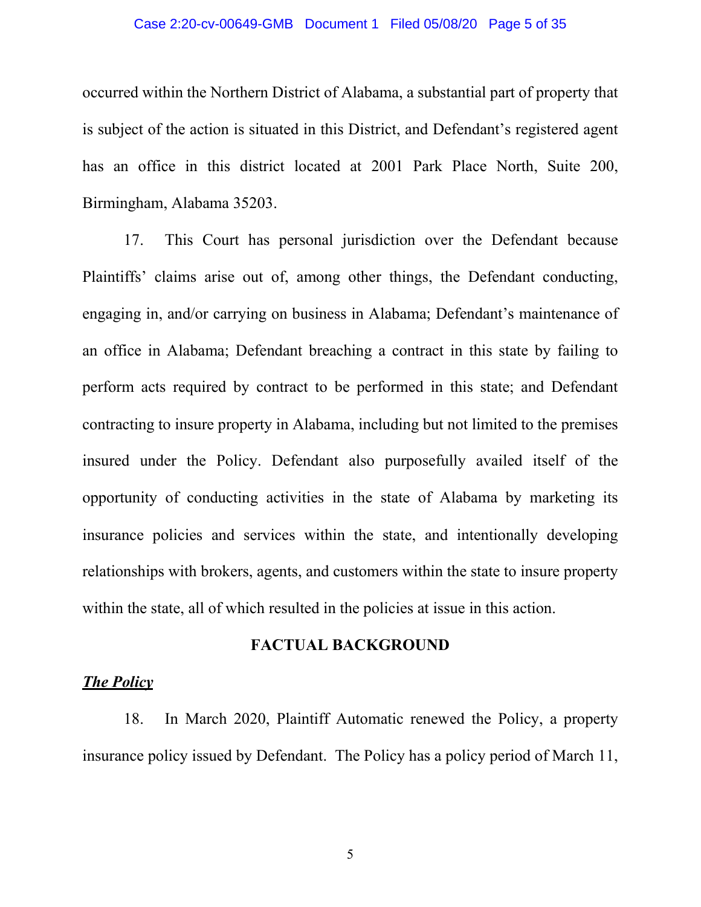occurred within the Northern District of Alabama, a substantial part of property that is subject of the action is situated in this District, and Defendant's registered agent has an office in this district located at 2001 Park Place North, Suite 200, Birmingham, Alabama 35203.

17. This Court has personal jurisdiction over the Defendant because Plaintiffs' claims arise out of, among other things, the Defendant conducting, engaging in, and/or carrying on business in Alabama; Defendant's maintenance of an office in Alabama; Defendant breaching a contract in this state by failing to perform acts required by contract to be performed in this state; and Defendant contracting to insure property in Alabama, including but not limited to the premises insured under the Policy. Defendant also purposefully availed itself of the opportunity of conducting activities in the state of Alabama by marketing its insurance policies and services within the state, and intentionally developing relationships with brokers, agents, and customers within the state to insure property within the state, all of which resulted in the policies at issue in this action.

## FACTUAL BACKGROUND

***The Policy***

18. In March 2020, Plaintiff Automatic renewed the Policy, a property insurance policy issued by Defendant. The Policy has a policy period of March 11,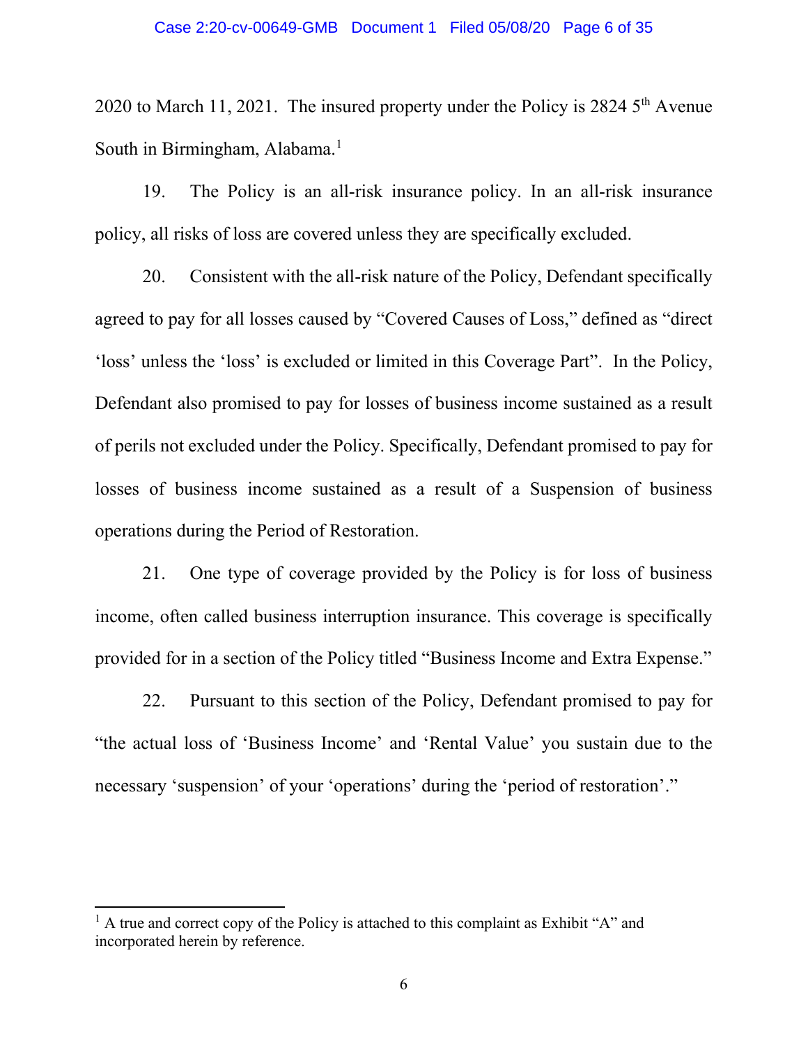2020 to March 11, 2021. The insured property under the Policy is 2824 5th Avenue South in Birmingham, Alabama.[1]

19. The Policy is an all-risk insurance policy. In an all-risk insurance policy, all risks of loss are covered unless they are specifically excluded.

20. Consistent with the all-risk nature of the Policy, Defendant specifically agreed to pay for all losses caused by "Covered Causes of Loss," defined as "direct 'loss' unless the 'loss' is excluded or limited in this Coverage Part". In the Policy, Defendant also promised to pay for losses of business income sustained as a result of perils not excluded under the Policy. Specifically, Defendant promised to pay for losses of business income sustained as a result of a Suspension of business operations during the Period of Restoration.

21. One type of coverage provided by the Policy is for loss of business income, often called business interruption insurance. This coverage is specifically provided for in a section of the Policy titled "Business Income and Extra Expense."

22. Pursuant to this section of the Policy, Defendant promised to pay for "the actual loss of 'Business Income' and 'Rental Value' you sustain due to the necessary 'suspension' of your 'operations' during the 'period of restoration'."

---

[1] A true and correct copy of the Policy is attached to this complaint as Exhibit "A" and incorporated herein by reference.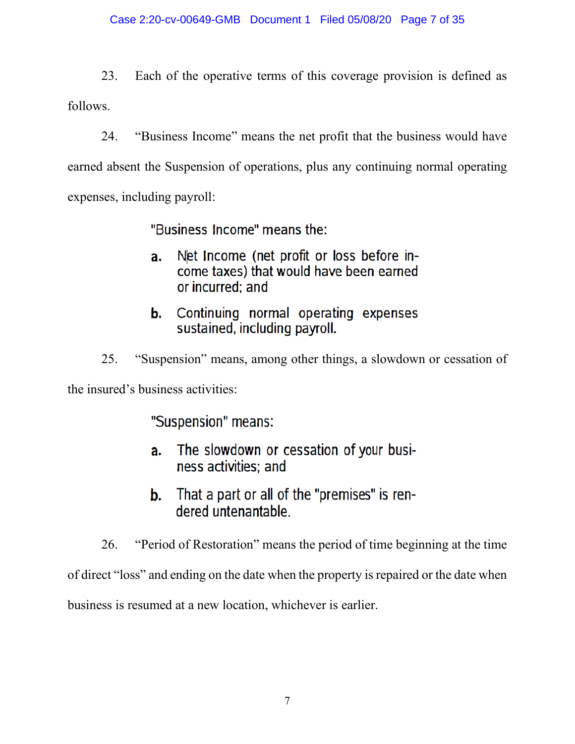23. Each of the operative terms of this coverage provision is defined as follows.

24. "Business Income" means the net profit that the business would have earned absent the Suspension of operations, plus any continuing normal operating expenses, including payroll:

> "Business Income" means the:
>
> **a.** Net Income (net profit or loss before income taxes) that would have been earned or incurred; and
>
> **b.** Continuing normal operating expenses sustained, including payroll.

25. "Suspension" means, among other things, a slowdown or cessation of the insured's business activities:

> "Suspension" means:
>
> **a.** The slowdown or cessation of your business activities; and
>
> **b.** That a part or all of the "premises" is rendered untenantable.

26. "Period of Restoration" means the period of time beginning at the time of direct "loss" and ending on the date when the property is repaired or the date when business is resumed at a new location, whichever is earlier.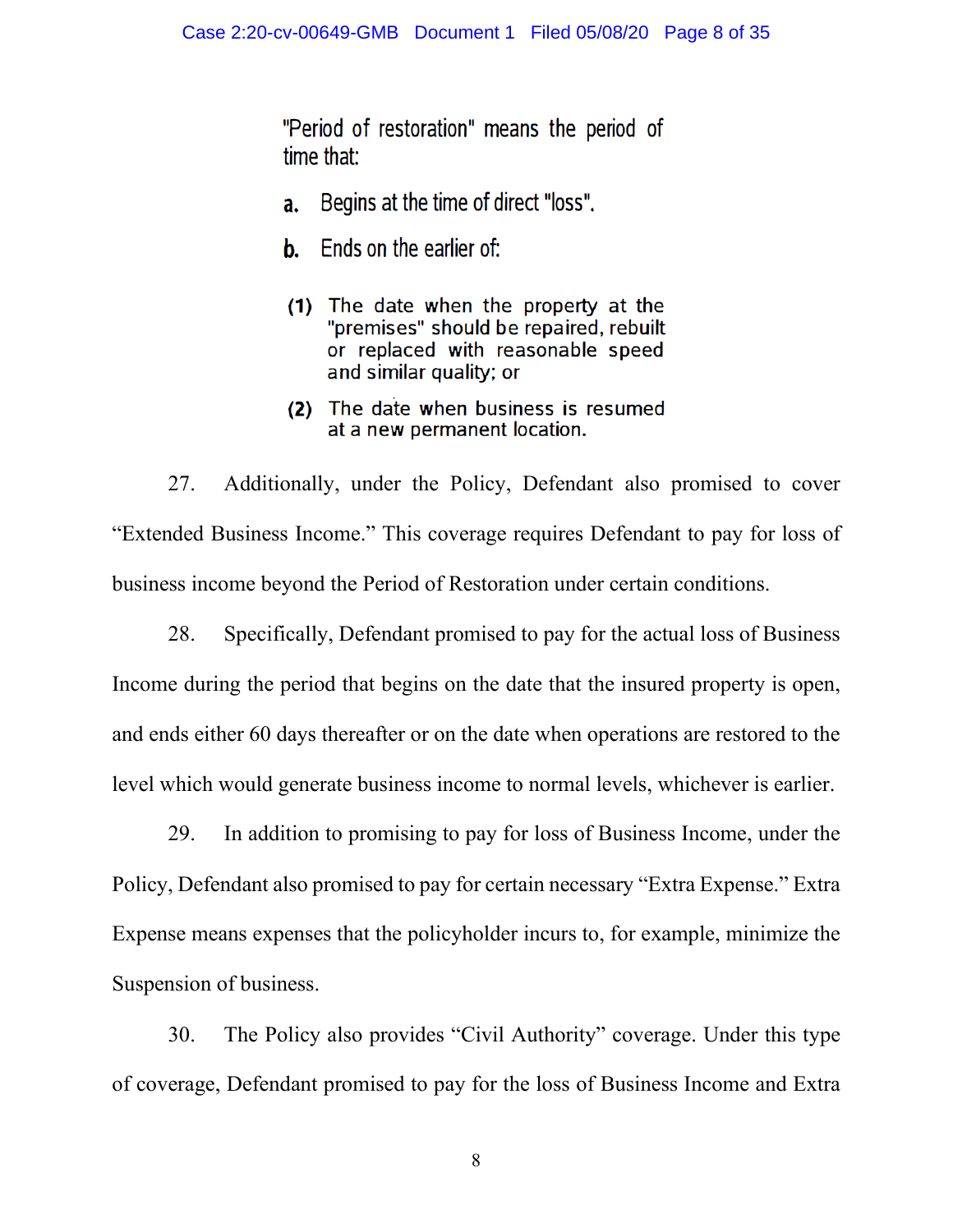> "Period of restoration" means the period of time that:
>
> **a.** Begins at the time of direct "loss".
>
> **b.** Ends on the earlier of:
>
> **(1)** The date when the property at the "premises" should be repaired, rebuilt or replaced with reasonable speed and similar quality; or
>
> **(2)** The date when business is resumed at a new permanent location.

27. Additionally, under the Policy, Defendant also promised to cover "Extended Business Income." This coverage requires Defendant to pay for loss of business income beyond the Period of Restoration under certain conditions.

28. Specifically, Defendant promised to pay for the actual loss of Business Income during the period that begins on the date that the insured property is open, and ends either 60 days thereafter or on the date when operations are restored to the level which would generate business income to normal levels, whichever is earlier.

29. In addition to promising to pay for loss of Business Income, under the Policy, Defendant also promised to pay for certain necessary "Extra Expense." Extra Expense means expenses that the policyholder incurs to, for example, minimize the Suspension of business.

30. The Policy also provides "Civil Authority" coverage. Under this type of coverage, Defendant promised to pay for the loss of Business Income and Extra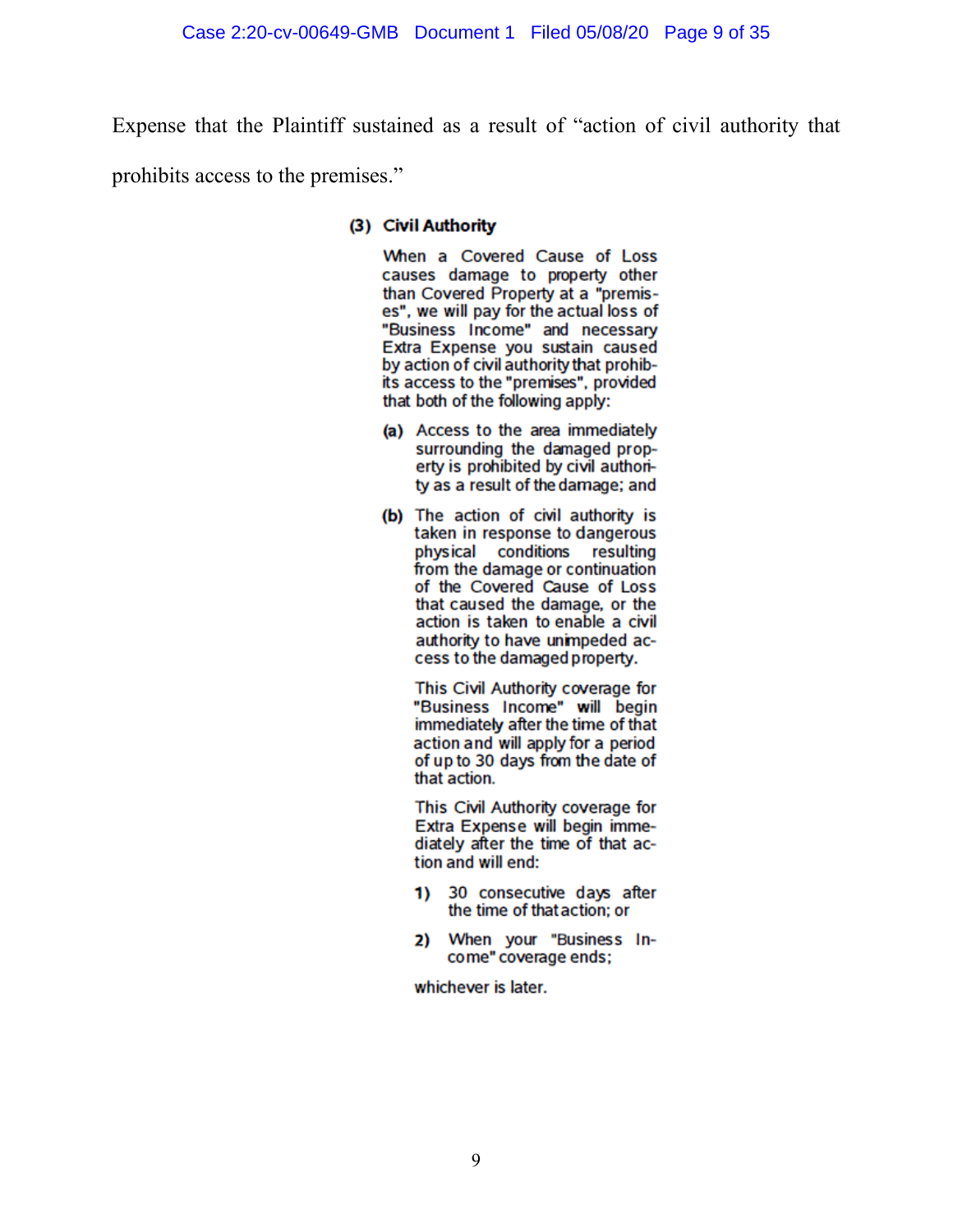Expense that the Plaintiff sustained as a result of "action of civil authority that prohibits access to the premises."

> **(3) Civil Authority**
>
> When a Covered Cause of Loss causes damage to property other than Covered Property at a "premises", we will pay for the actual loss of "Business Income" and necessary Extra Expense you sustain caused by action of civil authority that prohibits access to the "premises", provided that both of the following apply:
>
> **(a)** Access to the area immediately surrounding the damaged property is prohibited by civil authority as a result of the damage; and
>
> **(b)** The action of civil authority is taken in response to dangerous physical conditions resulting from the damage or continuation of the Covered Cause of Loss that caused the damage, or the action is taken to enable a civil authority to have unimpeded access to the damaged property.
>
> This Civil Authority coverage for "Business Income" will begin immediately after the time of that action and will apply for a period of up to 30 days from the date of that action.
>
> This Civil Authority coverage for Extra Expense will begin immediately after the time of that action and will end:
>
> **1)** 30 consecutive days after the time of that action; or
>
> **2)** When your "Business Income" coverage ends;
>
> whichever is later.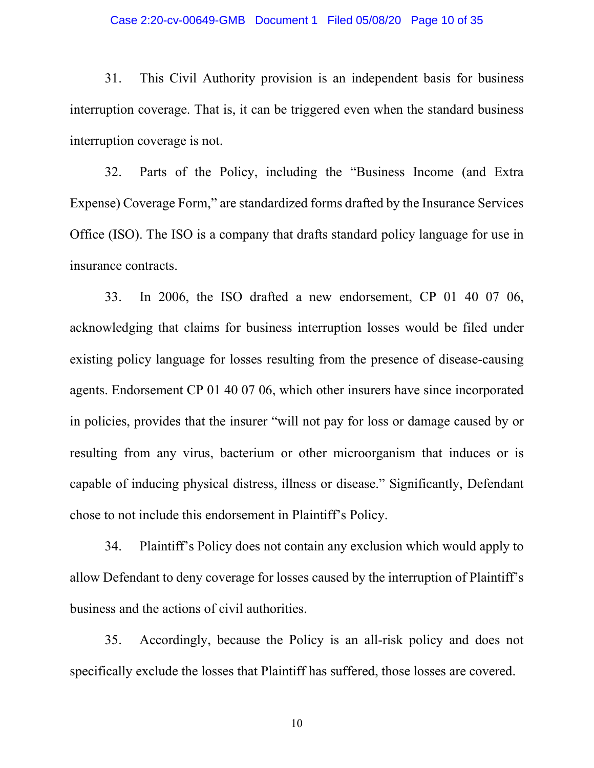31. This Civil Authority provision is an independent basis for business interruption coverage. That is, it can be triggered even when the standard business interruption coverage is not.

32. Parts of the Policy, including the "Business Income (and Extra Expense) Coverage Form," are standardized forms drafted by the Insurance Services Office (ISO). The ISO is a company that drafts standard policy language for use in insurance contracts.

33. In 2006, the ISO drafted a new endorsement, CP 01 40 07 06, acknowledging that claims for business interruption losses would be filed under existing policy language for losses resulting from the presence of disease-causing agents. Endorsement CP 01 40 07 06, which other insurers have since incorporated in policies, provides that the insurer "will not pay for loss or damage caused by or resulting from any virus, bacterium or other microorganism that induces or is capable of inducing physical distress, illness or disease." Significantly, Defendant chose to not include this endorsement in Plaintiff's Policy.

34. Plaintiff's Policy does not contain any exclusion which would apply to allow Defendant to deny coverage for losses caused by the interruption of Plaintiff's business and the actions of civil authorities.

35. Accordingly, because the Policy is an all-risk policy and does not specifically exclude the losses that Plaintiff has suffered, those losses are covered.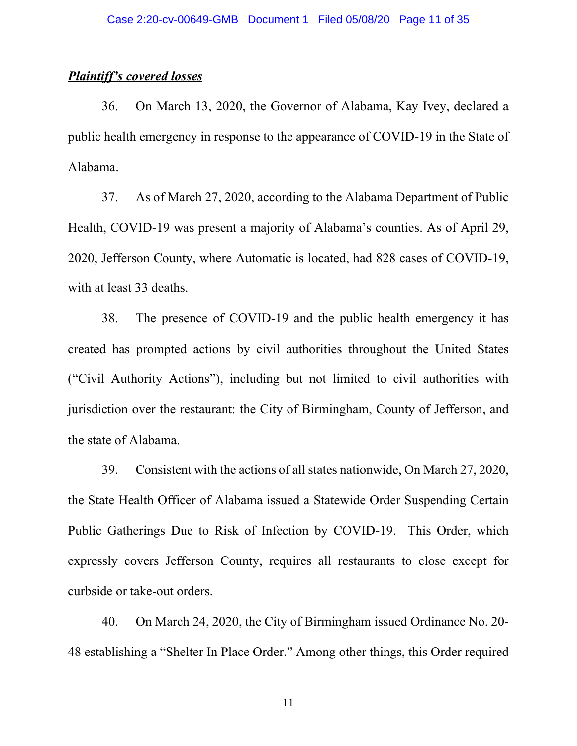***Plaintiff's covered losses***

36. On March 13, 2020, the Governor of Alabama, Kay Ivey, declared a public health emergency in response to the appearance of COVID-19 in the State of Alabama.

37. As of March 27, 2020, according to the Alabama Department of Public Health, COVID-19 was present a majority of Alabama's counties. As of April 29, 2020, Jefferson County, where Automatic is located, had 828 cases of COVID-19, with at least 33 deaths.

38. The presence of COVID-19 and the public health emergency it has created has prompted actions by civil authorities throughout the United States ("Civil Authority Actions"), including but not limited to civil authorities with jurisdiction over the restaurant: the City of Birmingham, County of Jefferson, and the state of Alabama.

39. Consistent with the actions of all states nationwide, On March 27, 2020, the State Health Officer of Alabama issued a Statewide Order Suspending Certain Public Gatherings Due to Risk of Infection by COVID-19. This Order, which expressly covers Jefferson County, requires all restaurants to close except for curbside or take-out orders.

40. On March 24, 2020, the City of Birmingham issued Ordinance No. 20-48 establishing a "Shelter In Place Order." Among other things, this Order required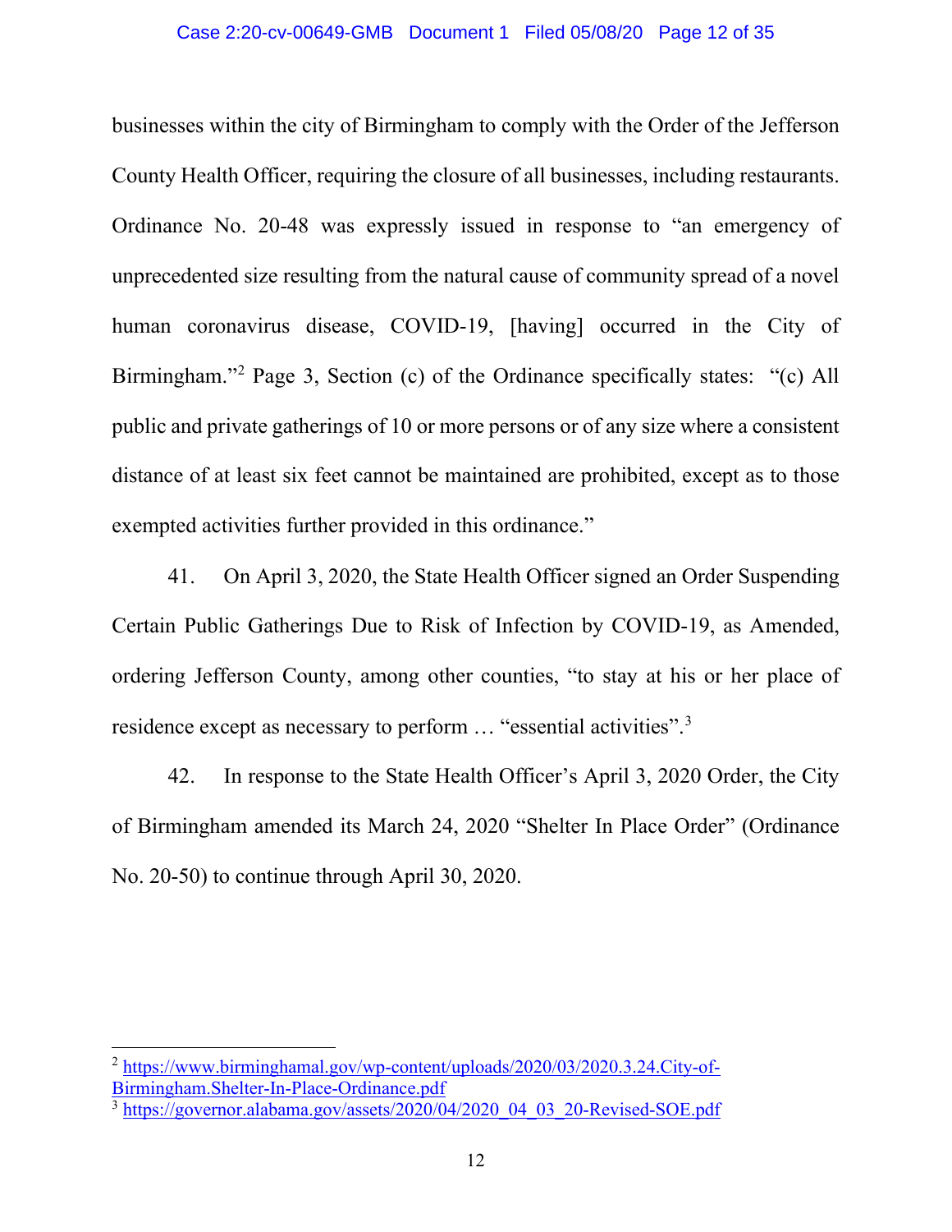businesses within the city of Birmingham to comply with the Order of the Jefferson County Health Officer, requiring the closure of all businesses, including restaurants. Ordinance No. 20-48 was expressly issued in response to "an emergency of unprecedented size resulting from the natural cause of community spread of a novel human coronavirus disease, COVID-19, [having] occurred in the City of Birmingham."[2] Page 3, Section (c) of the Ordinance specifically states: "(c) All public and private gatherings of 10 or more persons or of any size where a consistent distance of at least six feet cannot be maintained are prohibited, except as to those exempted activities further provided in this ordinance."

41. On April 3, 2020, the State Health Officer signed an Order Suspending Certain Public Gatherings Due to Risk of Infection by COVID-19, as Amended, ordering Jefferson County, among other counties, "to stay at his or her place of residence except as necessary to perform … "essential activities".[3]

42. In response to the State Health Officer's April 3, 2020 Order, the City of Birmingham amended its March 24, 2020 "Shelter In Place Order" (Ordinance No. 20-50) to continue through April 30, 2020.

---

[2] https://www.birminghamal.gov/wp-content/uploads/2020/03/2020.3.24.City-of-Birmingham.Shelter-In-Place-Ordinance.pdf

[3] https://governor.alabama.gov/assets/2020/04/2020_04_03_20-Revised-SOE.pdf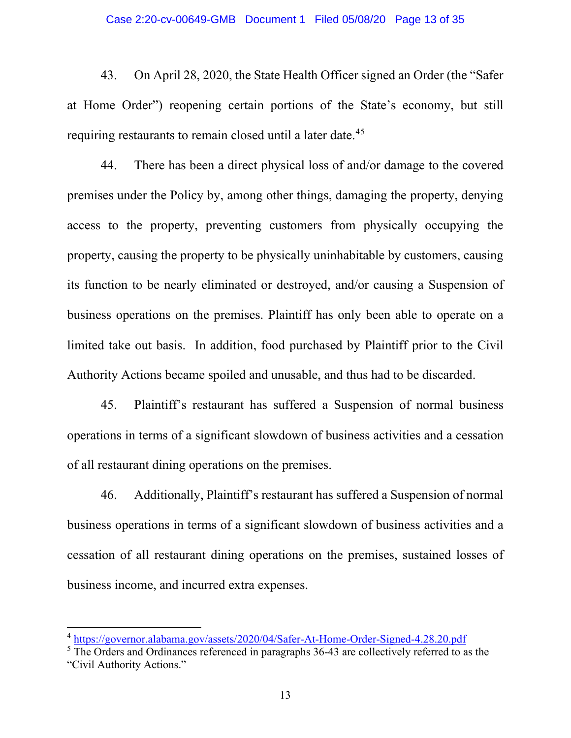43. On April 28, 2020, the State Health Officer signed an Order (the "Safer at Home Order") reopening certain portions of the State's economy, but still requiring restaurants to remain closed until a later date.[4][5]

44. There has been a direct physical loss of and/or damage to the covered premises under the Policy by, among other things, damaging the property, denying access to the property, preventing customers from physically occupying the property, causing the property to be physically uninhabitable by customers, causing its function to be nearly eliminated or destroyed, and/or causing a Suspension of business operations on the premises. Plaintiff has only been able to operate on a limited take out basis. In addition, food purchased by Plaintiff prior to the Civil Authority Actions became spoiled and unusable, and thus had to be discarded.

45. Plaintiff's restaurant has suffered a Suspension of normal business operations in terms of a significant slowdown of business activities and a cessation of all restaurant dining operations on the premises.

46. Additionally, Plaintiff's restaurant has suffered a Suspension of normal business operations in terms of a significant slowdown of business activities and a cessation of all restaurant dining operations on the premises, sustained losses of business income, and incurred extra expenses.

---

[4] https://governor.alabama.gov/assets/2020/04/Safer-At-Home-Order-Signed-4.28.20.pdf

[5] The Orders and Ordinances referenced in paragraphs 36-43 are collectively referred to as the "Civil Authority Actions."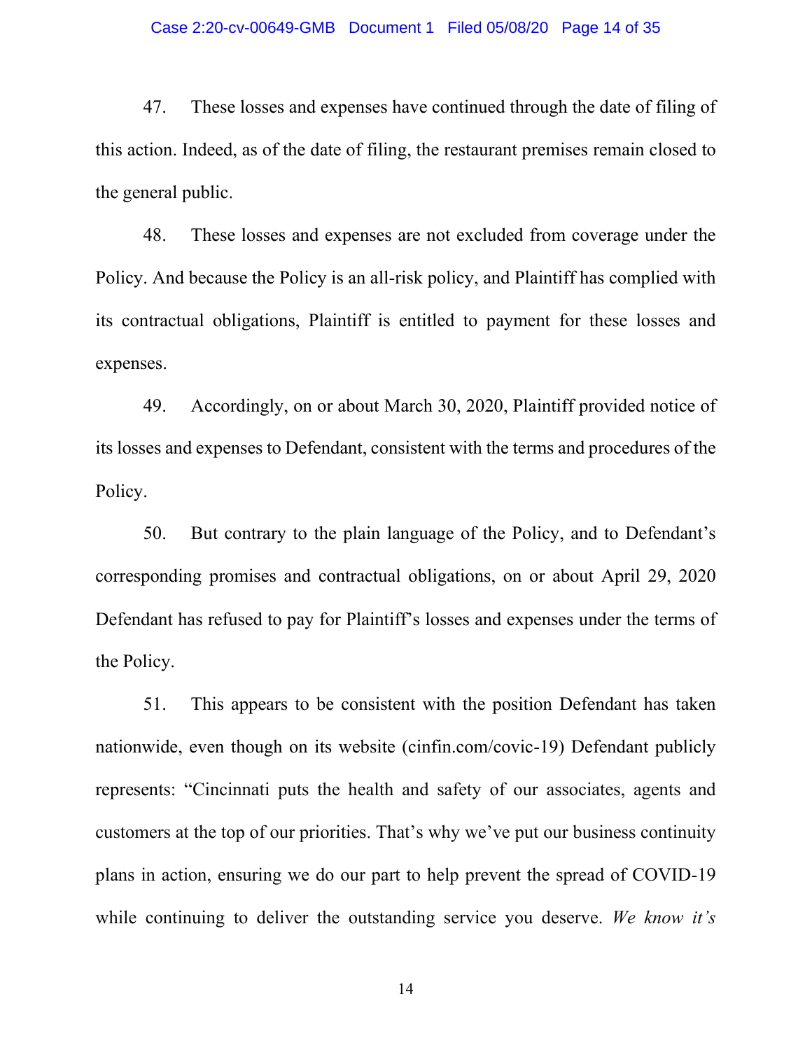47. These losses and expenses have continued through the date of filing of this action. Indeed, as of the date of filing, the restaurant premises remain closed to the general public.

48. These losses and expenses are not excluded from coverage under the Policy. And because the Policy is an all-risk policy, and Plaintiff has complied with its contractual obligations, Plaintiff is entitled to payment for these losses and expenses.

49. Accordingly, on or about March 30, 2020, Plaintiff provided notice of its losses and expenses to Defendant, consistent with the terms and procedures of the Policy.

50. But contrary to the plain language of the Policy, and to Defendant's corresponding promises and contractual obligations, on or about April 29, 2020 Defendant has refused to pay for Plaintiff's losses and expenses under the terms of the Policy.

51. This appears to be consistent with the position Defendant has taken nationwide, even though on its website (cinfin.com/covic-19) Defendant publicly represents: "Cincinnati puts the health and safety of our associates, agents and customers at the top of our priorities. That's why we've put our business continuity plans in action, ensuring we do our part to help prevent the spread of COVID-19 while continuing to deliver the outstanding service you deserve. *We know it's*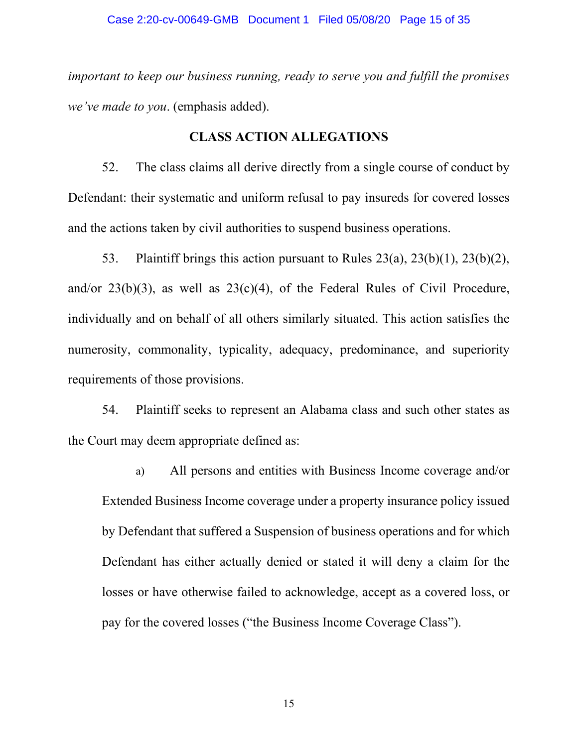*important to keep our business running, ready to serve you and fulfill the promises we've made to you*. (emphasis added).

## CLASS ACTION ALLEGATIONS

52. The class claims all derive directly from a single course of conduct by Defendant: their systematic and uniform refusal to pay insureds for covered losses and the actions taken by civil authorities to suspend business operations.

53. Plaintiff brings this action pursuant to Rules 23(a), 23(b)(1), 23(b)(2), and/or 23(b)(3), as well as 23(c)(4), of the Federal Rules of Civil Procedure, individually and on behalf of all others similarly situated. This action satisfies the numerosity, commonality, typicality, adequacy, predominance, and superiority requirements of those provisions.

54. Plaintiff seeks to represent an Alabama class and such other states as the Court may deem appropriate defined as:

a) All persons and entities with Business Income coverage and/or Extended Business Income coverage under a property insurance policy issued by Defendant that suffered a Suspension of business operations and for which Defendant has either actually denied or stated it will deny a claim for the losses or have otherwise failed to acknowledge, accept as a covered loss, or pay for the covered losses ("the Business Income Coverage Class").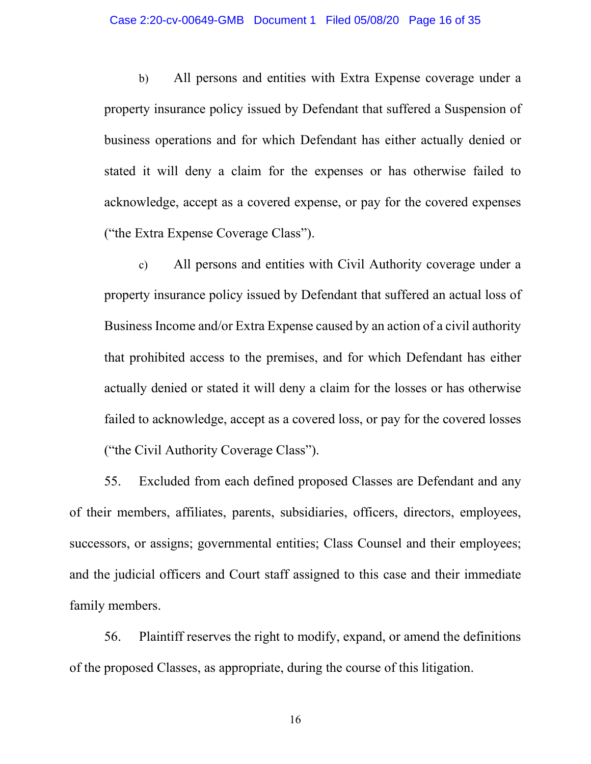b) All persons and entities with Extra Expense coverage under a property insurance policy issued by Defendant that suffered a Suspension of business operations and for which Defendant has either actually denied or stated it will deny a claim for the expenses or has otherwise failed to acknowledge, accept as a covered expense, or pay for the covered expenses ("the Extra Expense Coverage Class").

c) All persons and entities with Civil Authority coverage under a property insurance policy issued by Defendant that suffered an actual loss of Business Income and/or Extra Expense caused by an action of a civil authority that prohibited access to the premises, and for which Defendant has either actually denied or stated it will deny a claim for the losses or has otherwise failed to acknowledge, accept as a covered loss, or pay for the covered losses ("the Civil Authority Coverage Class").

55. Excluded from each defined proposed Classes are Defendant and any of their members, affiliates, parents, subsidiaries, officers, directors, employees, successors, or assigns; governmental entities; Class Counsel and their employees; and the judicial officers and Court staff assigned to this case and their immediate family members.

56. Plaintiff reserves the right to modify, expand, or amend the definitions of the proposed Classes, as appropriate, during the course of this litigation.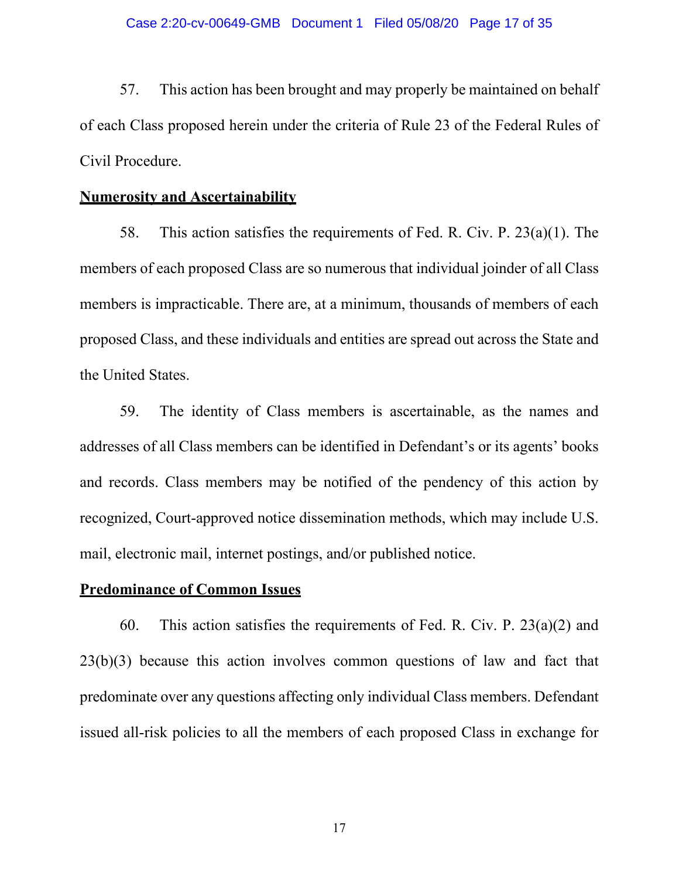57. This action has been brought and may properly be maintained on behalf of each Class proposed herein under the criteria of Rule 23 of the Federal Rules of Civil Procedure.

**<u>Numerosity and Ascertainability</u>**

58. This action satisfies the requirements of Fed. R. Civ. P. 23(a)(1). The members of each proposed Class are so numerous that individual joinder of all Class members is impracticable. There are, at a minimum, thousands of members of each proposed Class, and these individuals and entities are spread out across the State and the United States.

59. The identity of Class members is ascertainable, as the names and addresses of all Class members can be identified in Defendant's or its agents' books and records. Class members may be notified of the pendency of this action by recognized, Court-approved notice dissemination methods, which may include U.S. mail, electronic mail, internet postings, and/or published notice.

**<u>Predominance of Common Issues</u>**

60. This action satisfies the requirements of Fed. R. Civ. P. 23(a)(2) and 23(b)(3) because this action involves common questions of law and fact that predominate over any questions affecting only individual Class members. Defendant issued all-risk policies to all the members of each proposed Class in exchange for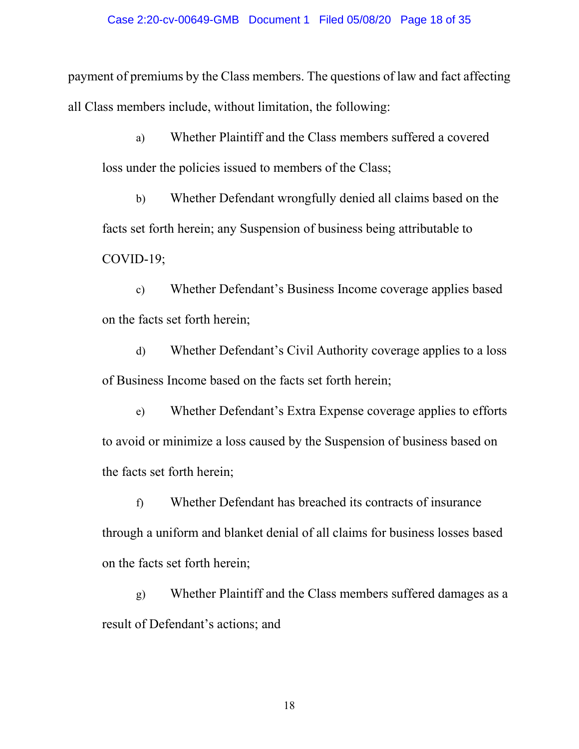payment of premiums by the Class members. The questions of law and fact affecting all Class members include, without limitation, the following:

a) Whether Plaintiff and the Class members suffered a covered loss under the policies issued to members of the Class;

b) Whether Defendant wrongfully denied all claims based on the facts set forth herein; any Suspension of business being attributable to COVID-19;

c) Whether Defendant's Business Income coverage applies based on the facts set forth herein;

d) Whether Defendant's Civil Authority coverage applies to a loss of Business Income based on the facts set forth herein;

e) Whether Defendant's Extra Expense coverage applies to efforts to avoid or minimize a loss caused by the Suspension of business based on the facts set forth herein;

f) Whether Defendant has breached its contracts of insurance through a uniform and blanket denial of all claims for business losses based on the facts set forth herein;

g) Whether Plaintiff and the Class members suffered damages as a result of Defendant's actions; and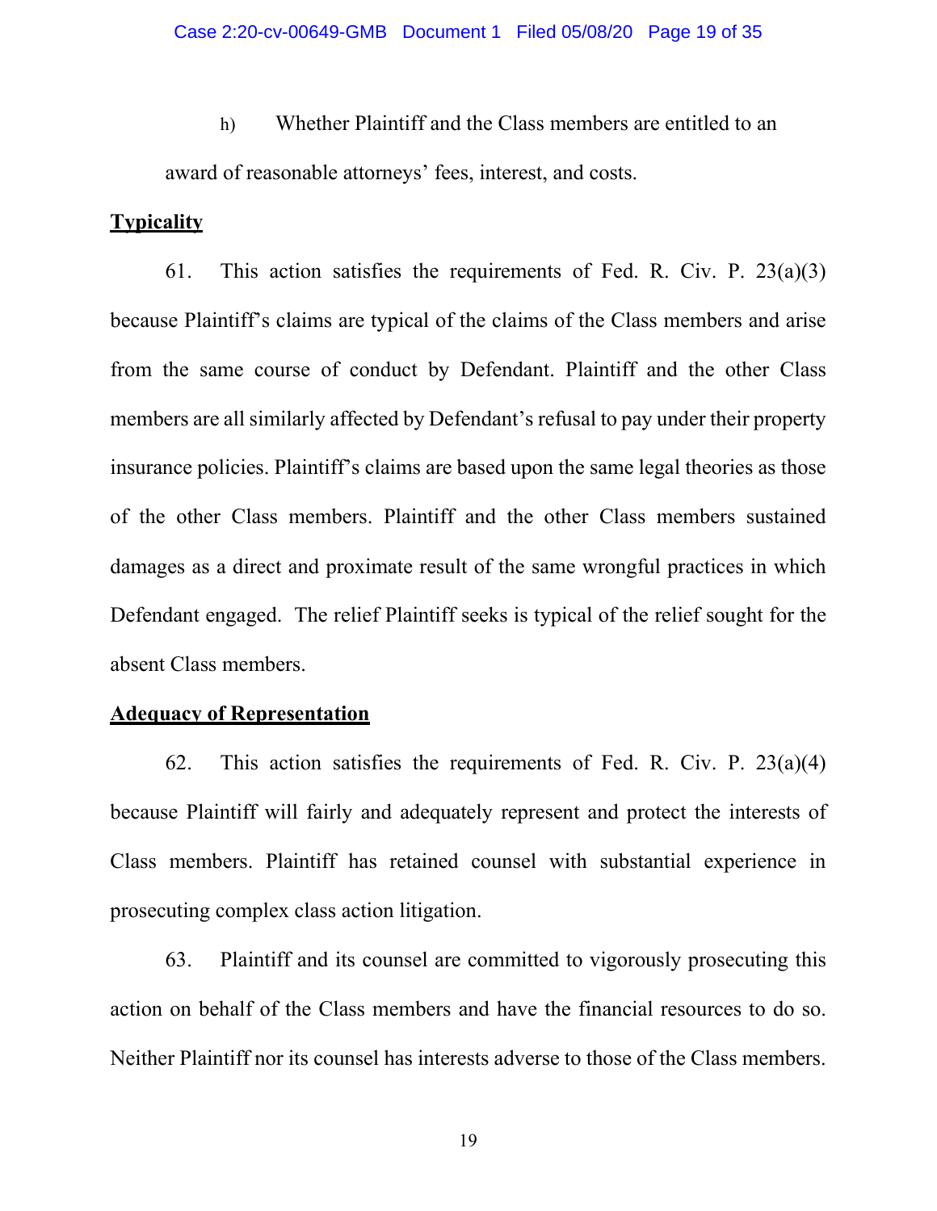h) Whether Plaintiff and the Class members are entitled to an award of reasonable attorneys' fees, interest, and costs.

**Typicality**

61. This action satisfies the requirements of Fed. R. Civ. P. 23(a)(3) because Plaintiff's claims are typical of the claims of the Class members and arise from the same course of conduct by Defendant. Plaintiff and the other Class members are all similarly affected by Defendant's refusal to pay under their property insurance policies. Plaintiff's claims are based upon the same legal theories as those of the other Class members. Plaintiff and the other Class members sustained damages as a direct and proximate result of the same wrongful practices in which Defendant engaged. The relief Plaintiff seeks is typical of the relief sought for the absent Class members.

**Adequacy of Representation**

62. This action satisfies the requirements of Fed. R. Civ. P. 23(a)(4) because Plaintiff will fairly and adequately represent and protect the interests of Class members. Plaintiff has retained counsel with substantial experience in prosecuting complex class action litigation.

63. Plaintiff and its counsel are committed to vigorously prosecuting this action on behalf of the Class members and have the financial resources to do so. Neither Plaintiff nor its counsel has interests adverse to those of the Class members.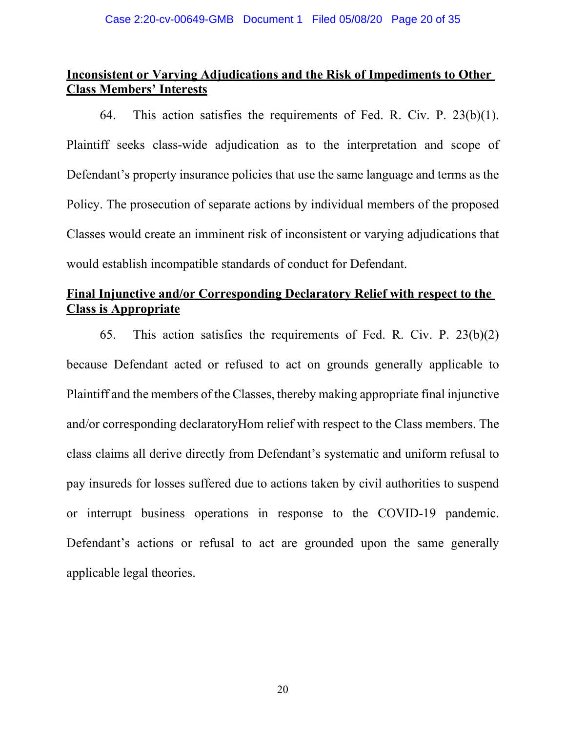**Inconsistent or Varying Adjudications and the Risk of Impediments to Other Class Members' Interests**

64. This action satisfies the requirements of Fed. R. Civ. P. 23(b)(1). Plaintiff seeks class-wide adjudication as to the interpretation and scope of Defendant's property insurance policies that use the same language and terms as the Policy. The prosecution of separate actions by individual members of the proposed Classes would create an imminent risk of inconsistent or varying adjudications that would establish incompatible standards of conduct for Defendant.

**Final Injunctive and/or Corresponding Declaratory Relief with respect to the Class is Appropriate**

65. This action satisfies the requirements of Fed. R. Civ. P. 23(b)(2) because Defendant acted or refused to act on grounds generally applicable to Plaintiff and the members of the Classes, thereby making appropriate final injunctive and/or corresponding declaratoryHom relief with respect to the Class members. The class claims all derive directly from Defendant's systematic and uniform refusal to pay insureds for losses suffered due to actions taken by civil authorities to suspend or interrupt business operations in response to the COVID-19 pandemic. Defendant's actions or refusal to act are grounded upon the same generally applicable legal theories.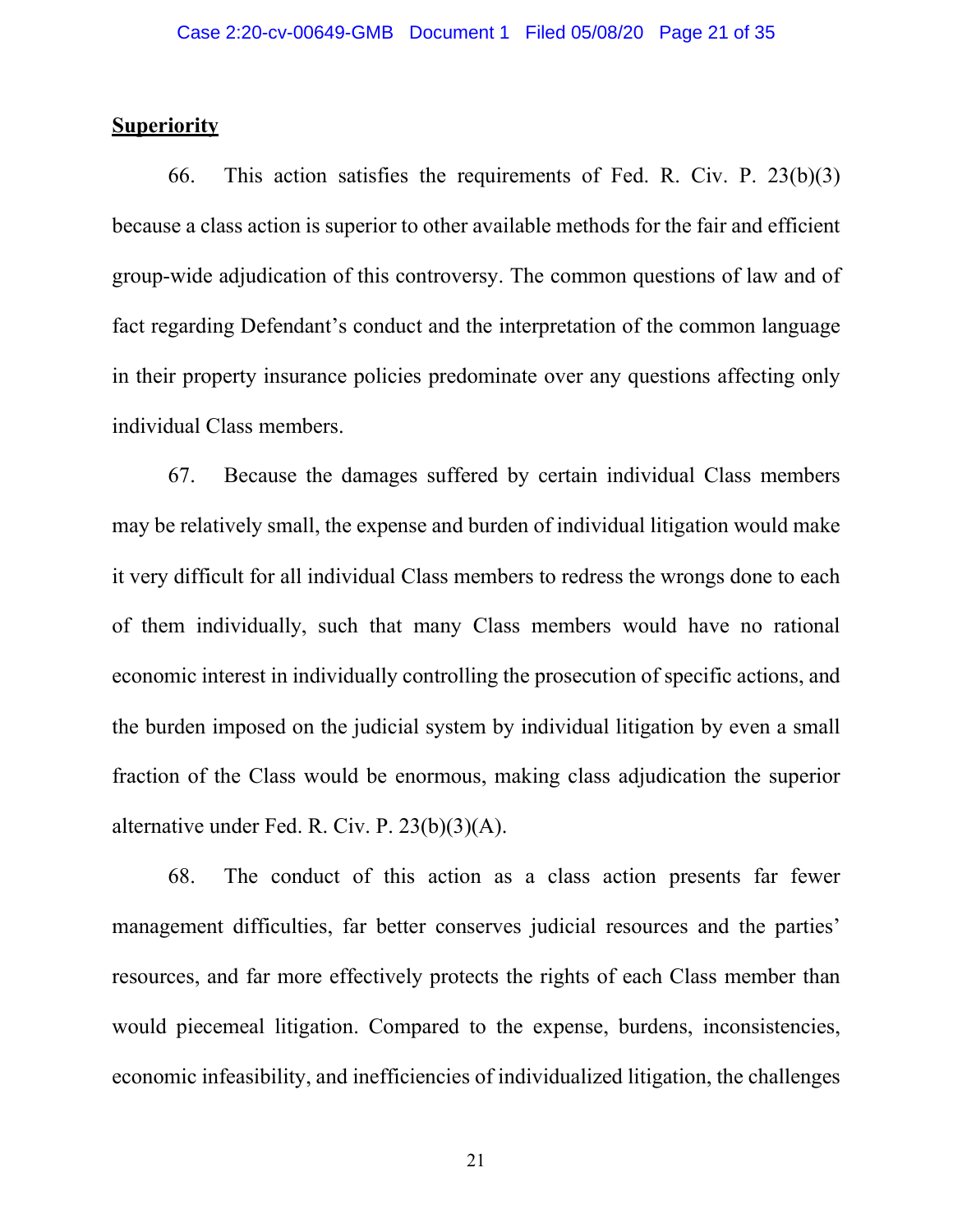**Superiority**

66. This action satisfies the requirements of Fed. R. Civ. P. 23(b)(3) because a class action is superior to other available methods for the fair and efficient group-wide adjudication of this controversy. The common questions of law and of fact regarding Defendant's conduct and the interpretation of the common language in their property insurance policies predominate over any questions affecting only individual Class members.

67. Because the damages suffered by certain individual Class members may be relatively small, the expense and burden of individual litigation would make it very difficult for all individual Class members to redress the wrongs done to each of them individually, such that many Class members would have no rational economic interest in individually controlling the prosecution of specific actions, and the burden imposed on the judicial system by individual litigation by even a small fraction of the Class would be enormous, making class adjudication the superior alternative under Fed. R. Civ. P. 23(b)(3)(A).

68. The conduct of this action as a class action presents far fewer management difficulties, far better conserves judicial resources and the parties' resources, and far more effectively protects the rights of each Class member than would piecemeal litigation. Compared to the expense, burdens, inconsistencies, economic infeasibility, and inefficiencies of individualized litigation, the challenges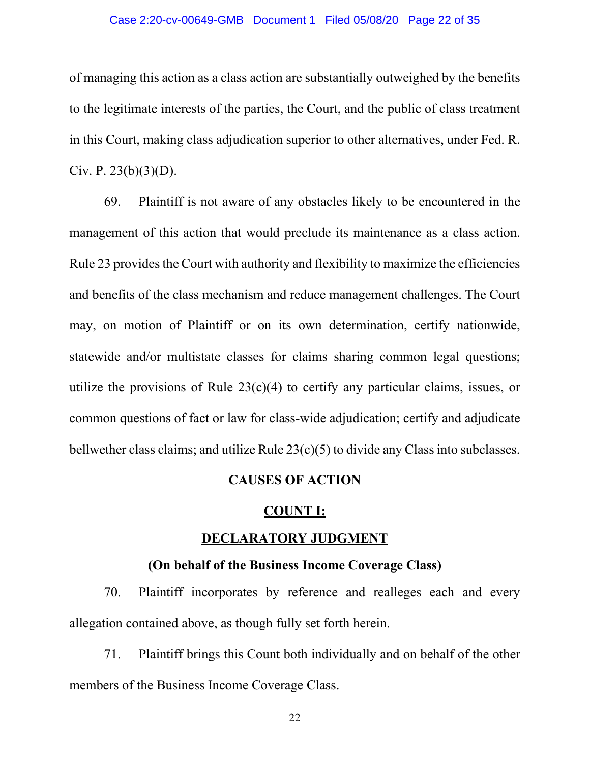of managing this action as a class action are substantially outweighed by the benefits to the legitimate interests of the parties, the Court, and the public of class treatment in this Court, making class adjudication superior to other alternatives, under Fed. R. Civ. P. 23(b)(3)(D).

69. Plaintiff is not aware of any obstacles likely to be encountered in the management of this action that would preclude its maintenance as a class action. Rule 23 provides the Court with authority and flexibility to maximize the efficiencies and benefits of the class mechanism and reduce management challenges. The Court may, on motion of Plaintiff or on its own determination, certify nationwide, statewide and/or multistate classes for claims sharing common legal questions; utilize the provisions of Rule 23(c)(4) to certify any particular claims, issues, or common questions of fact or law for class-wide adjudication; certify and adjudicate bellwether class claims; and utilize Rule 23(c)(5) to divide any Class into subclasses.

## CAUSES OF ACTION

### <u>COUNT I:</u>

### <u>DECLARATORY JUDGMENT</u>

**(On behalf of the Business Income Coverage Class)**

70. Plaintiff incorporates by reference and realleges each and every allegation contained above, as though fully set forth herein.

71. Plaintiff brings this Count both individually and on behalf of the other members of the Business Income Coverage Class.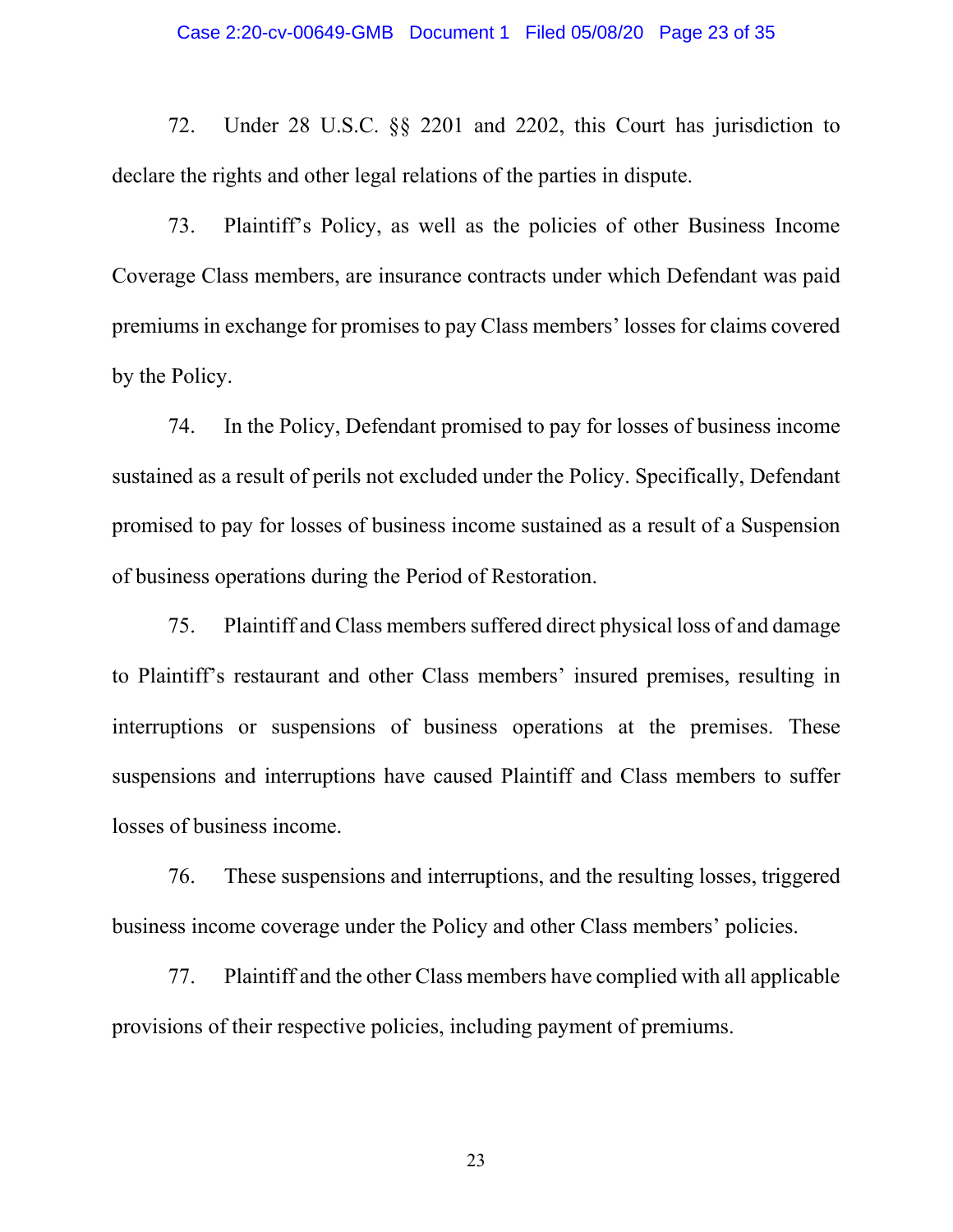72. Under 28 U.S.C. §§ 2201 and 2202, this Court has jurisdiction to declare the rights and other legal relations of the parties in dispute.

73. Plaintiff's Policy, as well as the policies of other Business Income Coverage Class members, are insurance contracts under which Defendant was paid premiums in exchange for promises to pay Class members' losses for claims covered by the Policy.

74. In the Policy, Defendant promised to pay for losses of business income sustained as a result of perils not excluded under the Policy. Specifically, Defendant promised to pay for losses of business income sustained as a result of a Suspension of business operations during the Period of Restoration.

75. Plaintiff and Class members suffered direct physical loss of and damage to Plaintiff's restaurant and other Class members' insured premises, resulting in interruptions or suspensions of business operations at the premises. These suspensions and interruptions have caused Plaintiff and Class members to suffer losses of business income.

76. These suspensions and interruptions, and the resulting losses, triggered business income coverage under the Policy and other Class members' policies.

77. Plaintiff and the other Class members have complied with all applicable provisions of their respective policies, including payment of premiums.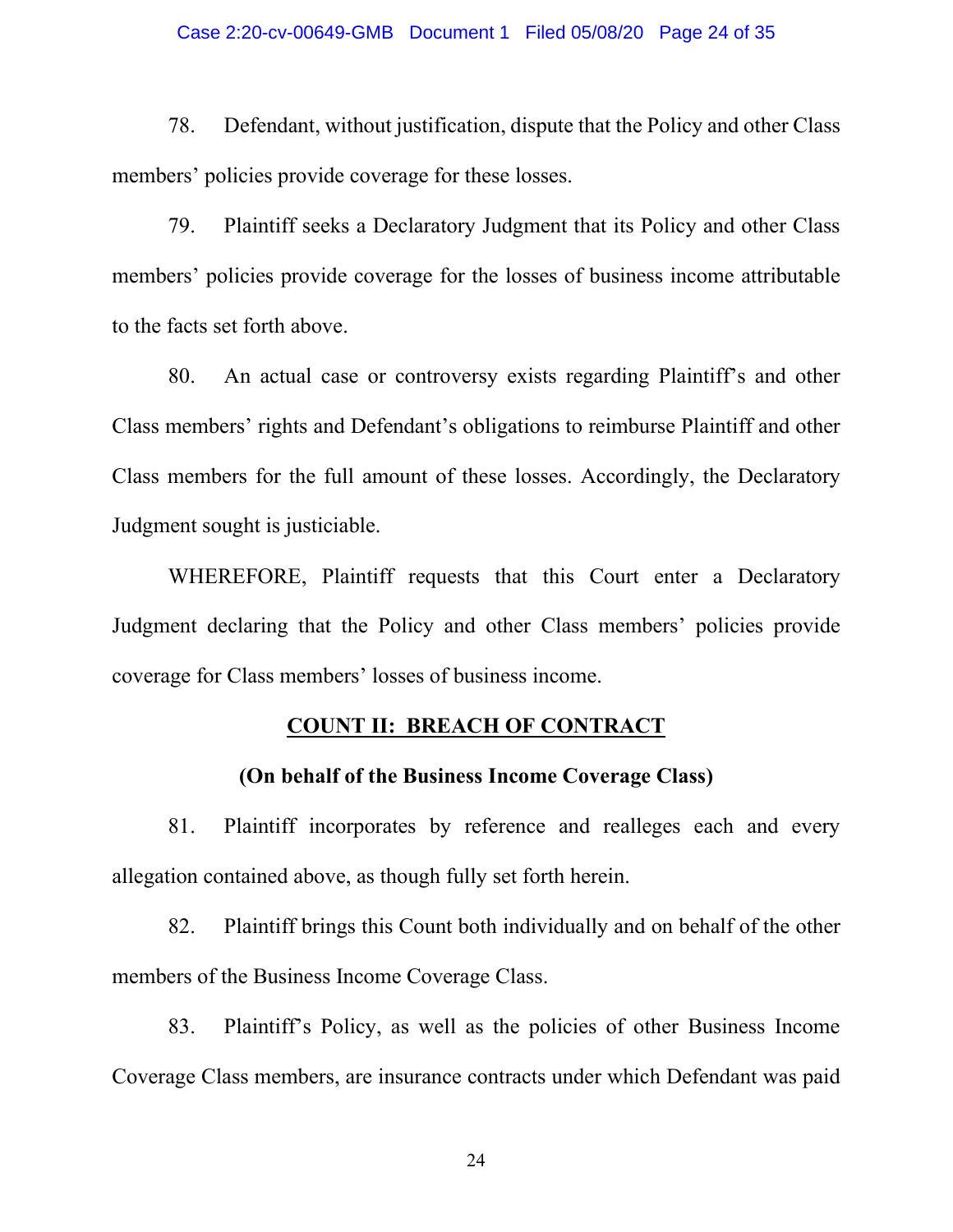78. Defendant, without justification, dispute that the Policy and other Class members' policies provide coverage for these losses.

79. Plaintiff seeks a Declaratory Judgment that its Policy and other Class members' policies provide coverage for the losses of business income attributable to the facts set forth above.

80. An actual case or controversy exists regarding Plaintiff's and other Class members' rights and Defendant's obligations to reimburse Plaintiff and other Class members for the full amount of these losses. Accordingly, the Declaratory Judgment sought is justiciable.

WHEREFORE, Plaintiff requests that this Court enter a Declaratory Judgment declaring that the Policy and other Class members' policies provide coverage for Class members' losses of business income.

## COUNT II: BREACH OF CONTRACT

**(On behalf of the Business Income Coverage Class)**

81. Plaintiff incorporates by reference and realleges each and every allegation contained above, as though fully set forth herein.

82. Plaintiff brings this Count both individually and on behalf of the other members of the Business Income Coverage Class.

83. Plaintiff's Policy, as well as the policies of other Business Income Coverage Class members, are insurance contracts under which Defendant was paid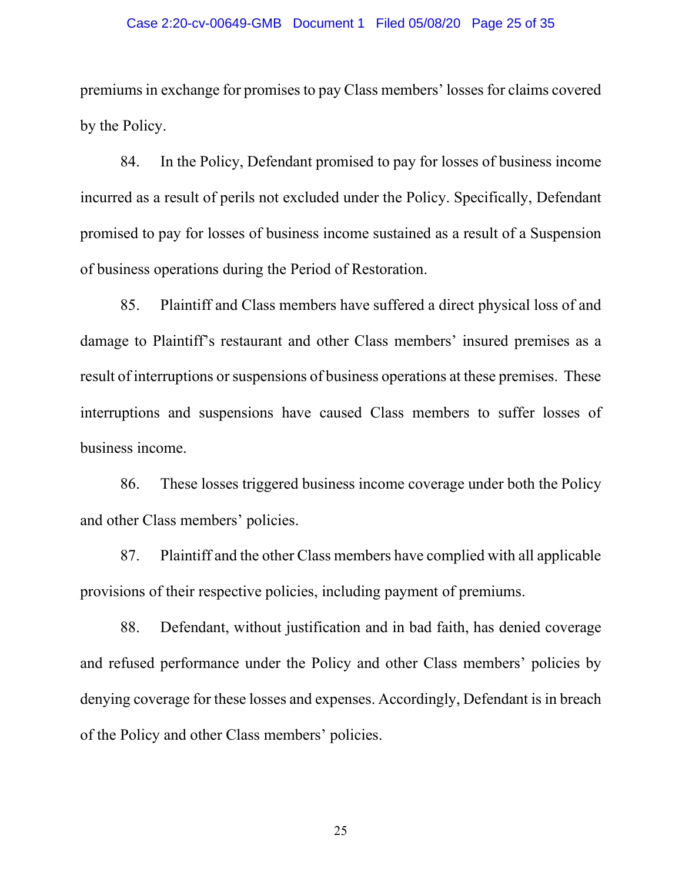premiums in exchange for promises to pay Class members' losses for claims covered by the Policy.

84. In the Policy, Defendant promised to pay for losses of business income incurred as a result of perils not excluded under the Policy. Specifically, Defendant promised to pay for losses of business income sustained as a result of a Suspension of business operations during the Period of Restoration.

85. Plaintiff and Class members have suffered a direct physical loss of and damage to Plaintiff's restaurant and other Class members' insured premises as a result of interruptions or suspensions of business operations at these premises. These interruptions and suspensions have caused Class members to suffer losses of business income.

86. These losses triggered business income coverage under both the Policy and other Class members' policies.

87. Plaintiff and the other Class members have complied with all applicable provisions of their respective policies, including payment of premiums.

88. Defendant, without justification and in bad faith, has denied coverage and refused performance under the Policy and other Class members' policies by denying coverage for these losses and expenses. Accordingly, Defendant is in breach of the Policy and other Class members' policies.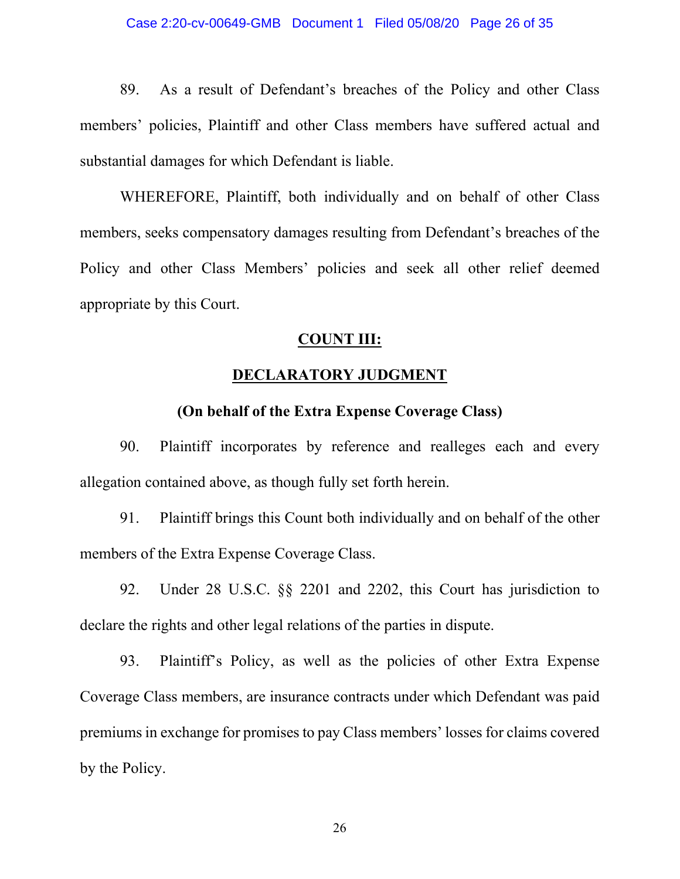89. As a result of Defendant's breaches of the Policy and other Class members' policies, Plaintiff and other Class members have suffered actual and substantial damages for which Defendant is liable.

WHEREFORE, Plaintiff, both individually and on behalf of other Class members, seeks compensatory damages resulting from Defendant's breaches of the Policy and other Class Members' policies and seek all other relief deemed appropriate by this Court.

**COUNT III:**

**DECLARATORY JUDGMENT**

**(On behalf of the Extra Expense Coverage Class)**

90. Plaintiff incorporates by reference and realleges each and every allegation contained above, as though fully set forth herein.

91. Plaintiff brings this Count both individually and on behalf of the other members of the Extra Expense Coverage Class.

92. Under 28 U.S.C. §§ 2201 and 2202, this Court has jurisdiction to declare the rights and other legal relations of the parties in dispute.

93. Plaintiff's Policy, as well as the policies of other Extra Expense Coverage Class members, are insurance contracts under which Defendant was paid premiums in exchange for promises to pay Class members' losses for claims covered by the Policy.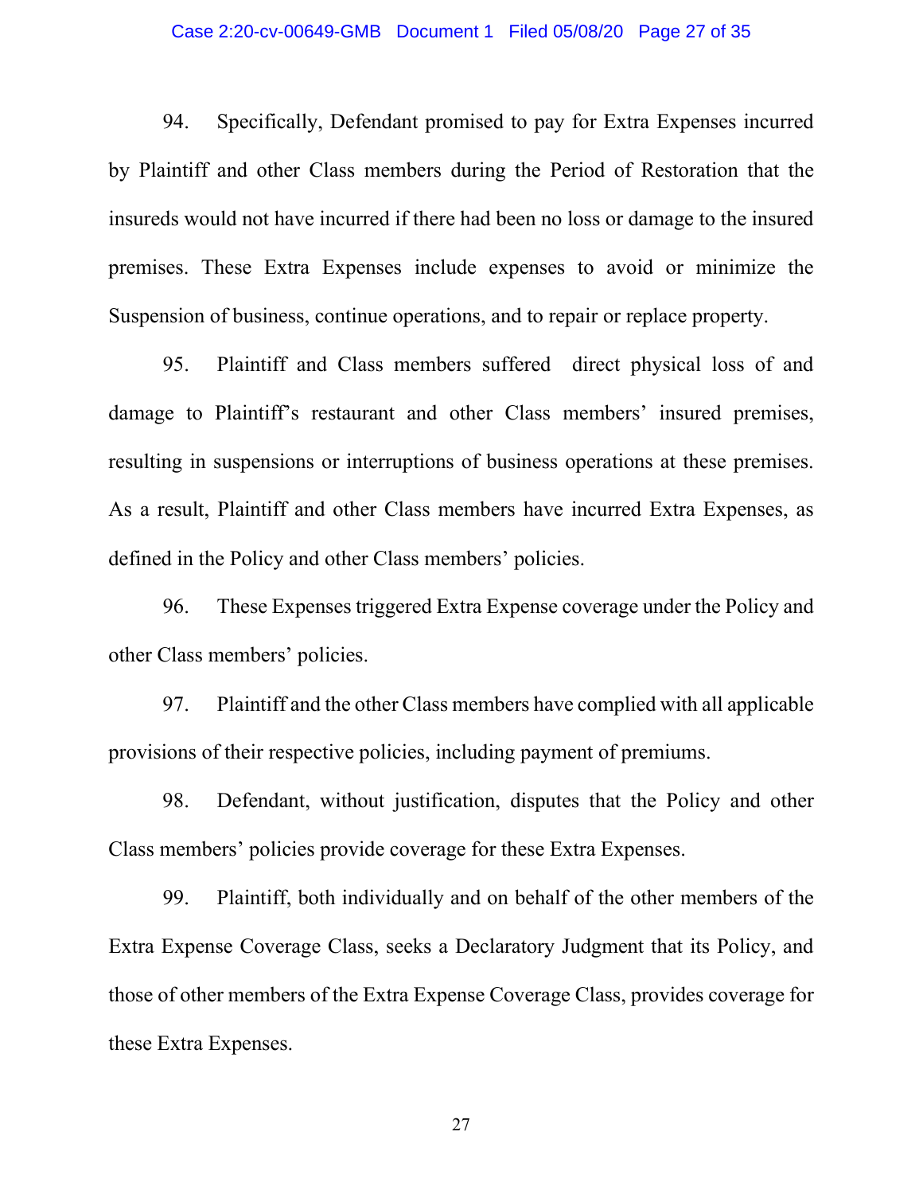94. Specifically, Defendant promised to pay for Extra Expenses incurred by Plaintiff and other Class members during the Period of Restoration that the insureds would not have incurred if there had been no loss or damage to the insured premises. These Extra Expenses include expenses to avoid or minimize the Suspension of business, continue operations, and to repair or replace property.

95. Plaintiff and Class members suffered direct physical loss of and damage to Plaintiff's restaurant and other Class members' insured premises, resulting in suspensions or interruptions of business operations at these premises. As a result, Plaintiff and other Class members have incurred Extra Expenses, as defined in the Policy and other Class members' policies.

96. These Expenses triggered Extra Expense coverage under the Policy and other Class members' policies.

97. Plaintiff and the other Class members have complied with all applicable provisions of their respective policies, including payment of premiums.

98. Defendant, without justification, disputes that the Policy and other Class members' policies provide coverage for these Extra Expenses.

99. Plaintiff, both individually and on behalf of the other members of the Extra Expense Coverage Class, seeks a Declaratory Judgment that its Policy, and those of other members of the Extra Expense Coverage Class, provides coverage for these Extra Expenses.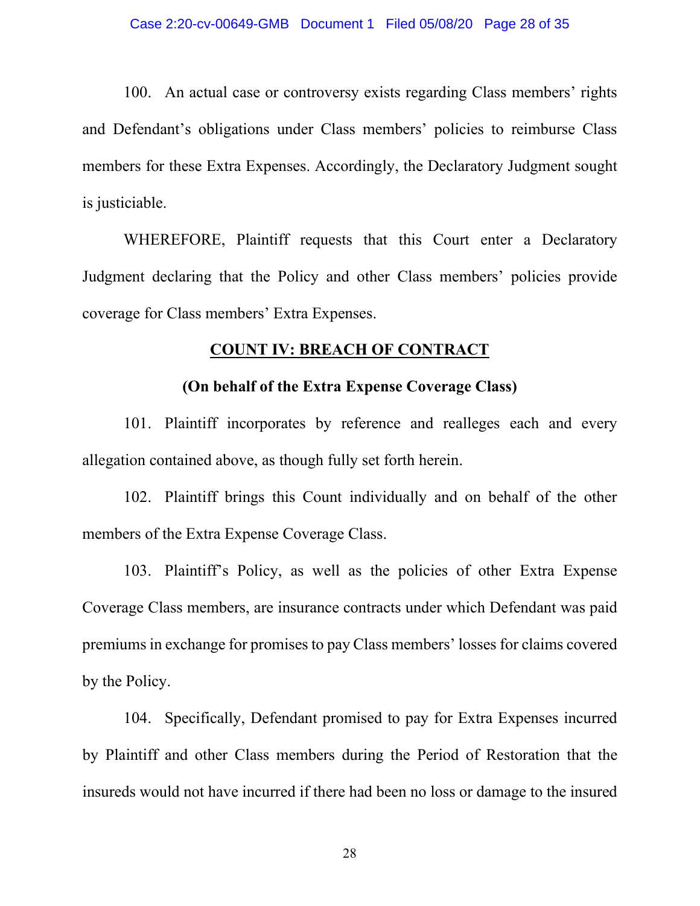100. An actual case or controversy exists regarding Class members' rights and Defendant's obligations under Class members' policies to reimburse Class members for these Extra Expenses. Accordingly, the Declaratory Judgment sought is justiciable.

WHEREFORE, Plaintiff requests that this Court enter a Declaratory Judgment declaring that the Policy and other Class members' policies provide coverage for Class members' Extra Expenses.

## COUNT IV: BREACH OF CONTRACT

### (On behalf of the Extra Expense Coverage Class)

101. Plaintiff incorporates by reference and realleges each and every allegation contained above, as though fully set forth herein.

102. Plaintiff brings this Count individually and on behalf of the other members of the Extra Expense Coverage Class.

103. Plaintiff's Policy, as well as the policies of other Extra Expense Coverage Class members, are insurance contracts under which Defendant was paid premiums in exchange for promises to pay Class members' losses for claims covered by the Policy.

104. Specifically, Defendant promised to pay for Extra Expenses incurred by Plaintiff and other Class members during the Period of Restoration that the insureds would not have incurred if there had been no loss or damage to the insured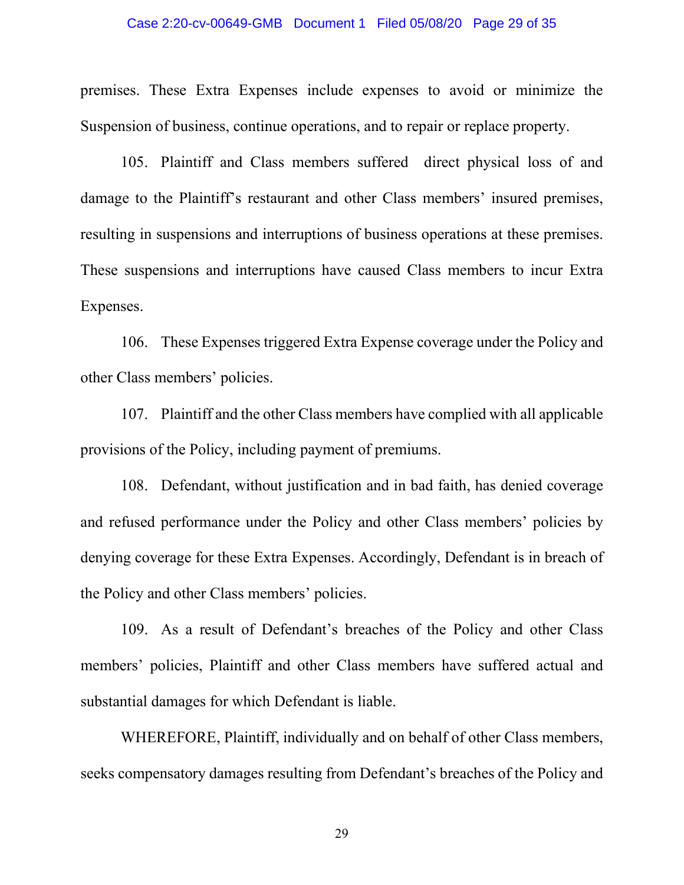premises. These Extra Expenses include expenses to avoid or minimize the Suspension of business, continue operations, and to repair or replace property.

105. Plaintiff and Class members suffered direct physical loss of and damage to the Plaintiff's restaurant and other Class members' insured premises, resulting in suspensions and interruptions of business operations at these premises. These suspensions and interruptions have caused Class members to incur Extra Expenses.

106. These Expenses triggered Extra Expense coverage under the Policy and other Class members' policies.

107. Plaintiff and the other Class members have complied with all applicable provisions of the Policy, including payment of premiums.

108. Defendant, without justification and in bad faith, has denied coverage and refused performance under the Policy and other Class members' policies by denying coverage for these Extra Expenses. Accordingly, Defendant is in breach of the Policy and other Class members' policies.

109. As a result of Defendant's breaches of the Policy and other Class members' policies, Plaintiff and other Class members have suffered actual and substantial damages for which Defendant is liable.

WHEREFORE, Plaintiff, individually and on behalf of other Class members, seeks compensatory damages resulting from Defendant's breaches of the Policy and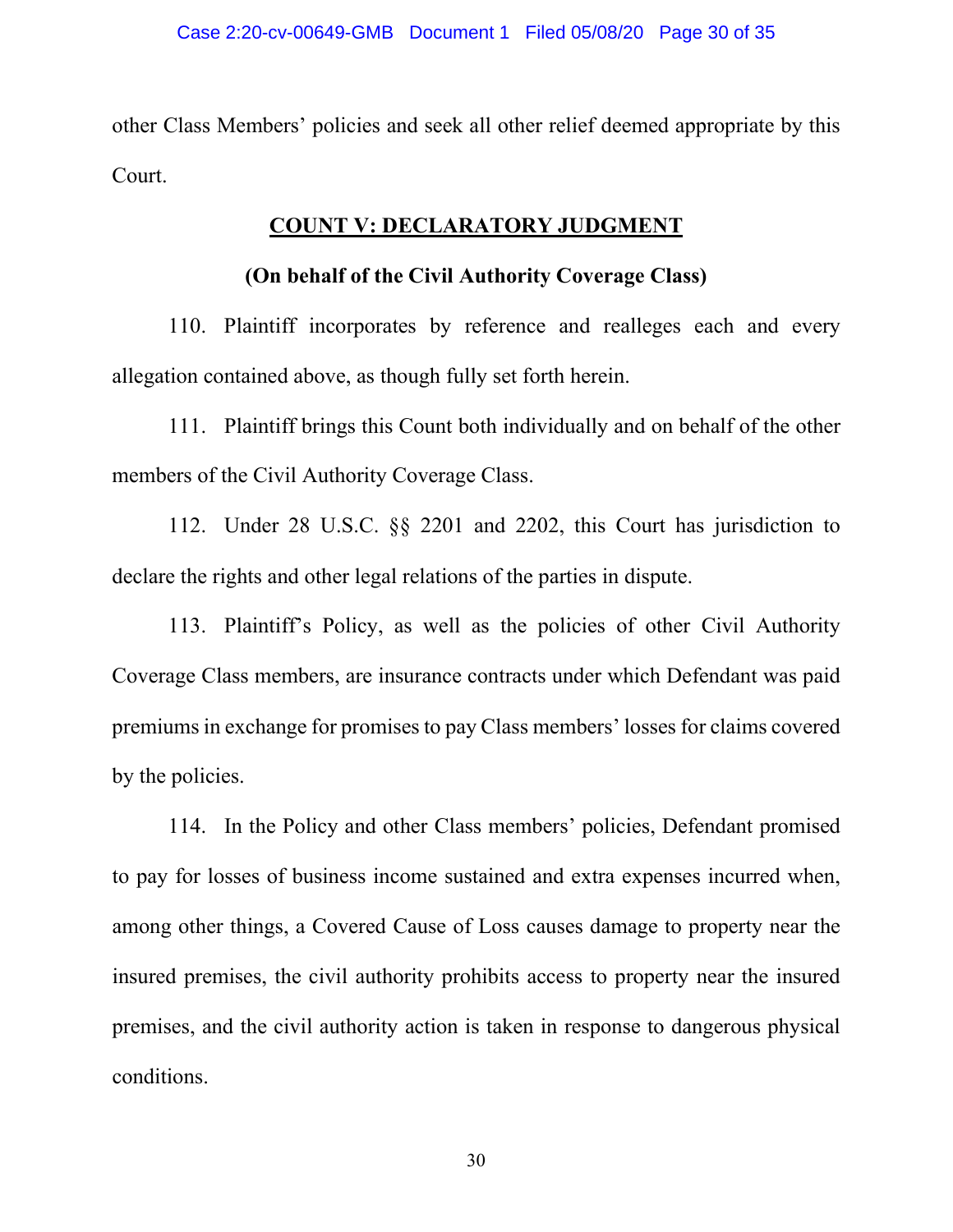other Class Members' policies and seek all other relief deemed appropriate by this Court.

## COUNT V: DECLARATORY JUDGMENT

### (On behalf of the Civil Authority Coverage Class)

110. Plaintiff incorporates by reference and realleges each and every allegation contained above, as though fully set forth herein.

111. Plaintiff brings this Count both individually and on behalf of the other members of the Civil Authority Coverage Class.

112. Under 28 U.S.C. §§ 2201 and 2202, this Court has jurisdiction to declare the rights and other legal relations of the parties in dispute.

113. Plaintiff's Policy, as well as the policies of other Civil Authority Coverage Class members, are insurance contracts under which Defendant was paid premiums in exchange for promises to pay Class members' losses for claims covered by the policies.

114. In the Policy and other Class members' policies, Defendant promised to pay for losses of business income sustained and extra expenses incurred when, among other things, a Covered Cause of Loss causes damage to property near the insured premises, the civil authority prohibits access to property near the insured premises, and the civil authority action is taken in response to dangerous physical conditions.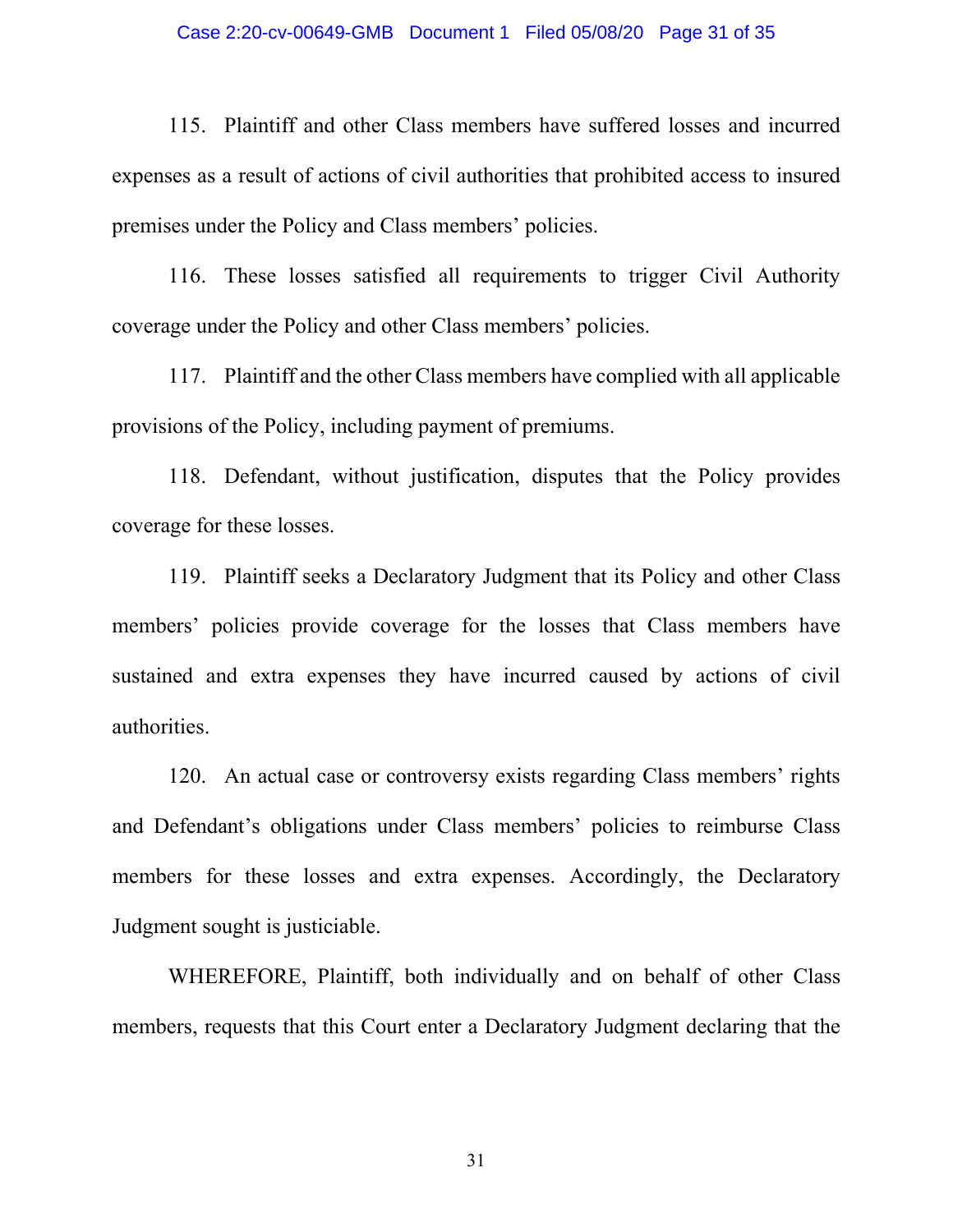115. Plaintiff and other Class members have suffered losses and incurred expenses as a result of actions of civil authorities that prohibited access to insured premises under the Policy and Class members' policies.

116. These losses satisfied all requirements to trigger Civil Authority coverage under the Policy and other Class members' policies.

117. Plaintiff and the other Class members have complied with all applicable provisions of the Policy, including payment of premiums.

118. Defendant, without justification, disputes that the Policy provides coverage for these losses.

119. Plaintiff seeks a Declaratory Judgment that its Policy and other Class members' policies provide coverage for the losses that Class members have sustained and extra expenses they have incurred caused by actions of civil authorities.

120. An actual case or controversy exists regarding Class members' rights and Defendant's obligations under Class members' policies to reimburse Class members for these losses and extra expenses. Accordingly, the Declaratory Judgment sought is justiciable.

WHEREFORE, Plaintiff, both individually and on behalf of other Class members, requests that this Court enter a Declaratory Judgment declaring that the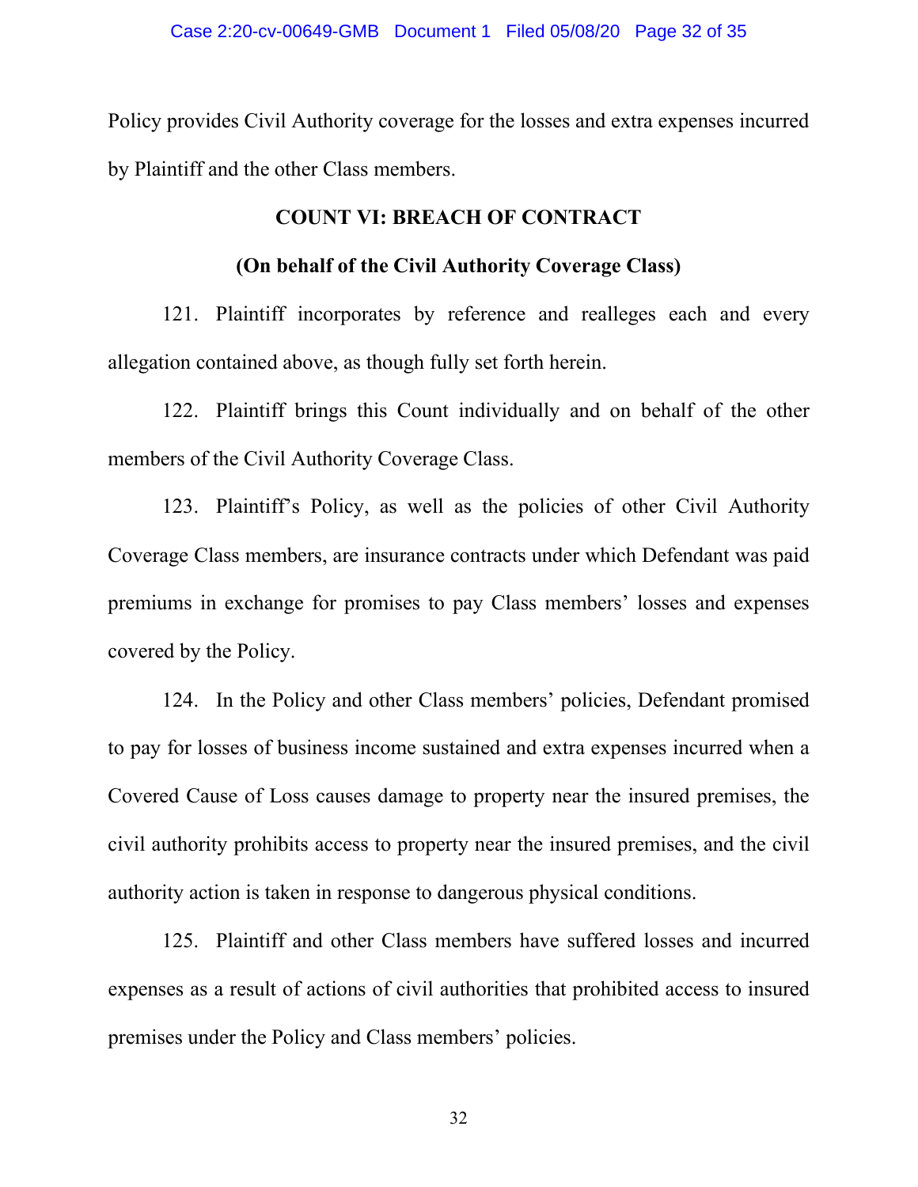Policy provides Civil Authority coverage for the losses and extra expenses incurred by Plaintiff and the other Class members.

## COUNT VI: BREACH OF CONTRACT

### (On behalf of the Civil Authority Coverage Class)

121. Plaintiff incorporates by reference and realleges each and every allegation contained above, as though fully set forth herein.

122. Plaintiff brings this Count individually and on behalf of the other members of the Civil Authority Coverage Class.

123. Plaintiff's Policy, as well as the policies of other Civil Authority Coverage Class members, are insurance contracts under which Defendant was paid premiums in exchange for promises to pay Class members' losses and expenses covered by the Policy.

124. In the Policy and other Class members' policies, Defendant promised to pay for losses of business income sustained and extra expenses incurred when a Covered Cause of Loss causes damage to property near the insured premises, the civil authority prohibits access to property near the insured premises, and the civil authority action is taken in response to dangerous physical conditions.

125. Plaintiff and other Class members have suffered losses and incurred expenses as a result of actions of civil authorities that prohibited access to insured premises under the Policy and Class members' policies.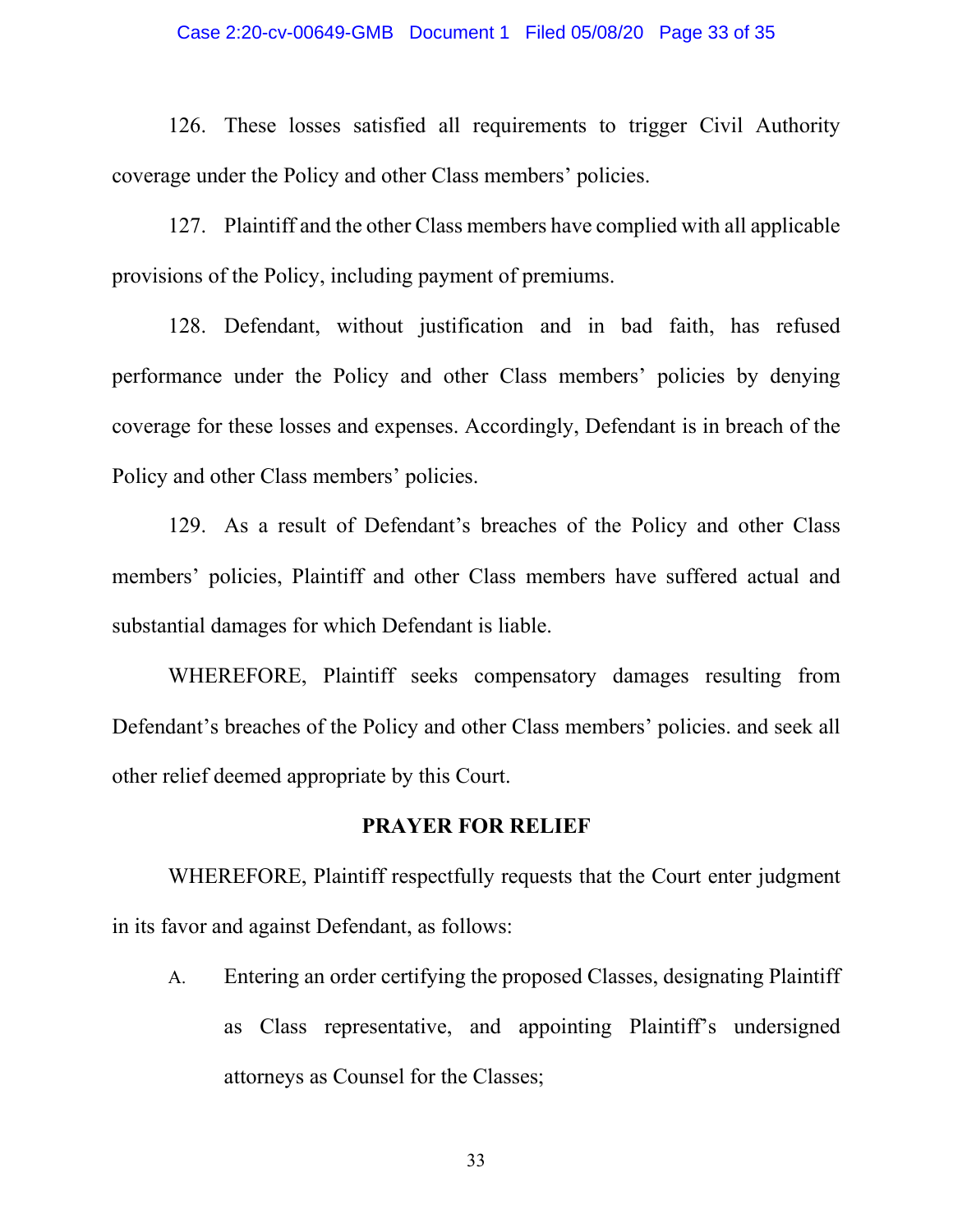126. These losses satisfied all requirements to trigger Civil Authority coverage under the Policy and other Class members' policies.

127. Plaintiff and the other Class members have complied with all applicable provisions of the Policy, including payment of premiums.

128. Defendant, without justification and in bad faith, has refused performance under the Policy and other Class members' policies by denying coverage for these losses and expenses. Accordingly, Defendant is in breach of the Policy and other Class members' policies.

129. As a result of Defendant's breaches of the Policy and other Class members' policies, Plaintiff and other Class members have suffered actual and substantial damages for which Defendant is liable.

WHEREFORE, Plaintiff seeks compensatory damages resulting from Defendant's breaches of the Policy and other Class members' policies. and seek all other relief deemed appropriate by this Court.

**PRAYER FOR RELIEF**

WHEREFORE, Plaintiff respectfully requests that the Court enter judgment in its favor and against Defendant, as follows:

A. Entering an order certifying the proposed Classes, designating Plaintiff as Class representative, and appointing Plaintiff's undersigned attorneys as Counsel for the Classes;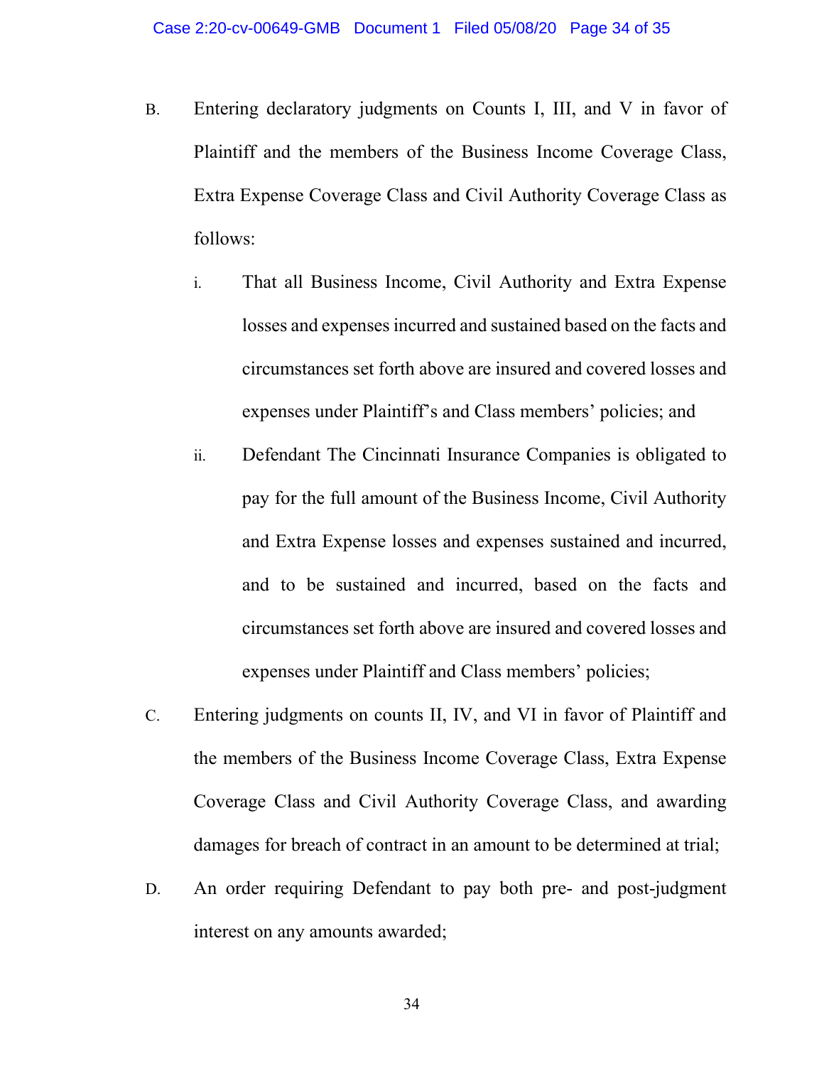B. Entering declaratory judgments on Counts I, III, and V in favor of Plaintiff and the members of the Business Income Coverage Class, Extra Expense Coverage Class and Civil Authority Coverage Class as follows:

   i. That all Business Income, Civil Authority and Extra Expense losses and expenses incurred and sustained based on the facts and circumstances set forth above are insured and covered losses and expenses under Plaintiff's and Class members' policies; and

   ii. Defendant The Cincinnati Insurance Companies is obligated to pay for the full amount of the Business Income, Civil Authority and Extra Expense losses and expenses sustained and incurred, and to be sustained and incurred, based on the facts and circumstances set forth above are insured and covered losses and expenses under Plaintiff and Class members' policies;

C. Entering judgments on counts II, IV, and VI in favor of Plaintiff and the members of the Business Income Coverage Class, Extra Expense Coverage Class and Civil Authority Coverage Class, and awarding damages for breach of contract in an amount to be determined at trial;

D. An order requiring Defendant to pay both pre- and post-judgment interest on any amounts awarded;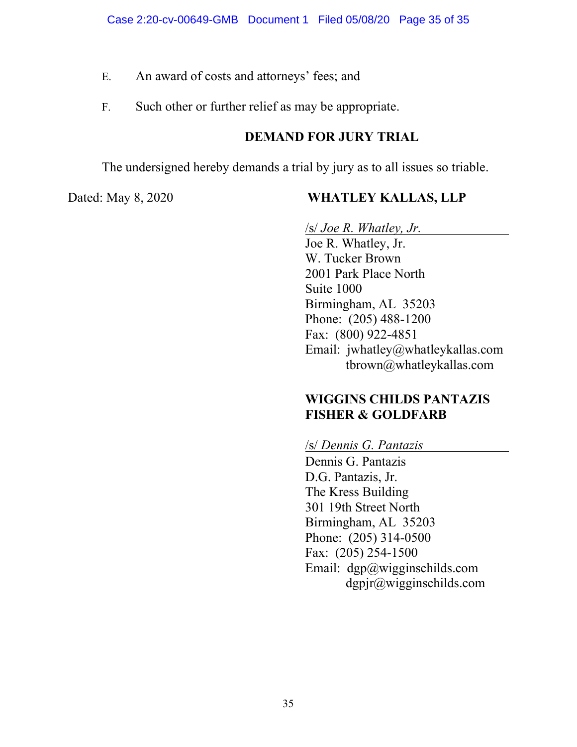E. An award of costs and attorneys' fees; and

F. Such other or further relief as may be appropriate.

**DEMAND FOR JURY TRIAL**

The undersigned hereby demands a trial by jury as to all issues so triable.

Dated: May 8, 2020

**WHATLEY KALLAS, LLP**

/s/ *Joe R. Whatley, Jr.*
Joe R. Whatley, Jr.
W. Tucker Brown
2001 Park Place North
Suite 1000
Birmingham, AL 35203
Phone: (205) 488-1200
Fax: (800) 922-4851
Email: jwhatley@whatleykallas.com
tbrown@whatleykallas.com

**WIGGINS CHILDS PANTAZIS FISHER & GOLDFARB**

/s/ *Dennis G. Pantazis*
Dennis G. Pantazis
D.G. Pantazis, Jr.
The Kress Building
301 19th Street North
Birmingham, AL 35203
Phone: (205) 314-0500
Fax: (205) 254-1500
Email: dgp@wigginschilds.com
dgpjr@wigginschilds.com